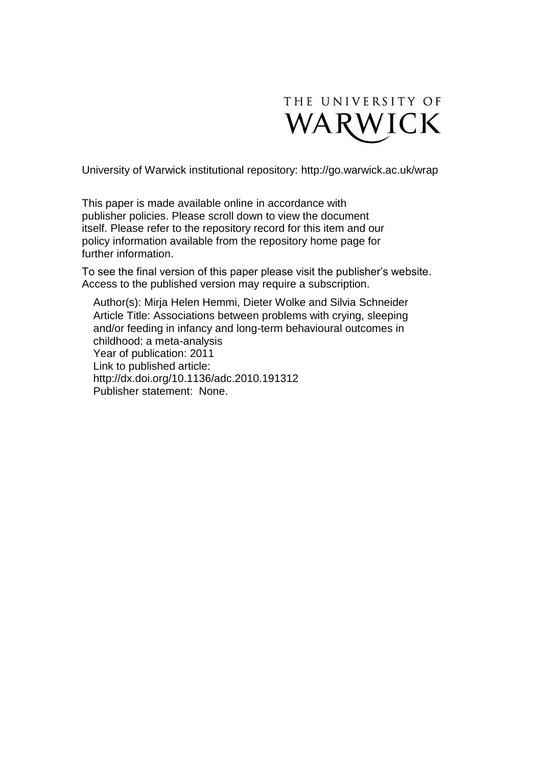THE UNIVERSITY OF WARWICK

University of Warwick institutional repository: http://go.warwick.ac.uk/wrap

This paper is made available online in accordance with publisher policies. Please scroll down to view the document itself. Please refer to the repository record for this item and our policy information available from the repository home page for further information.

To see the final version of this paper please visit the publisher's website. Access to the published version may require a subscription.

Author(s): Mirja Helen Hemmi, Dieter Wolke and Silvia Schneider
Article Title: Associations between problems with crying, sleeping and/or feeding in infancy and long-term behavioural outcomes in childhood: a meta-analysis
Year of publication: 2011
Link to published article:
http://dx.doi.org/10.1136/adc.2010.191312
Publisher statement: None.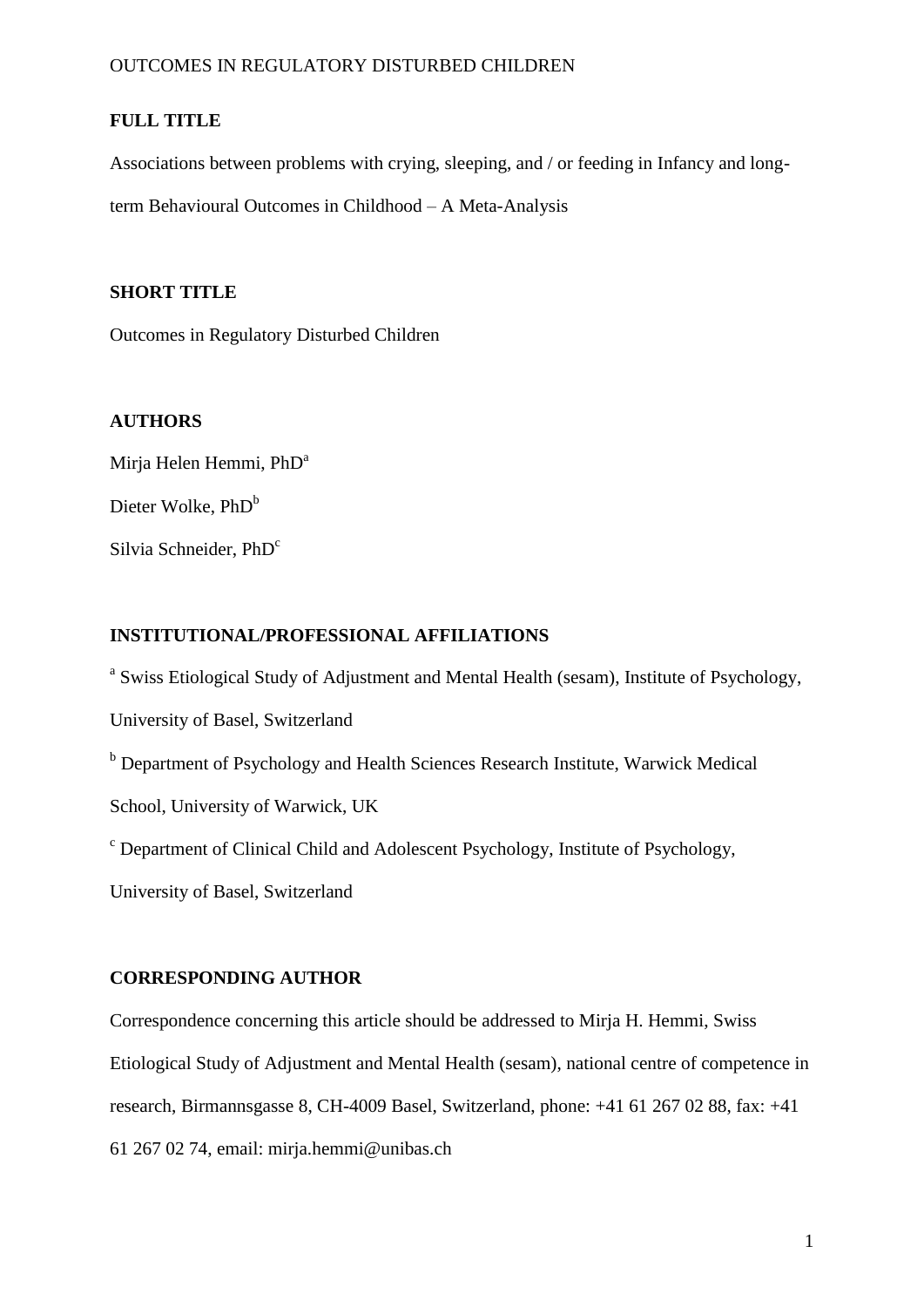**FULL TITLE**

Associations between problems with crying, sleeping, and / or feeding in Infancy and long-term Behavioural Outcomes in Childhood – A Meta-Analysis

**SHORT TITLE**

Outcomes in Regulatory Disturbed Children

**AUTHORS**

Mirja Helen Hemmi, PhD[a]

Dieter Wolke, PhD[b]

Silvia Schneider, PhD[c]

**INSTITUTIONAL/PROFESSIONAL AFFILIATIONS**

[a] Swiss Etiological Study of Adjustment and Mental Health (sesam), Institute of Psychology, University of Basel, Switzerland

[b] Department of Psychology and Health Sciences Research Institute, Warwick Medical School, University of Warwick, UK

[c] Department of Clinical Child and Adolescent Psychology, Institute of Psychology, University of Basel, Switzerland

**CORRESPONDING AUTHOR**

Correspondence concerning this article should be addressed to Mirja H. Hemmi, Swiss Etiological Study of Adjustment and Mental Health (sesam), national centre of competence in research, Birmannsgasse 8, CH-4009 Basel, Switzerland, phone: +41 61 267 02 88, fax: +41 61 267 02 74, email: mirja.hemmi@unibas.ch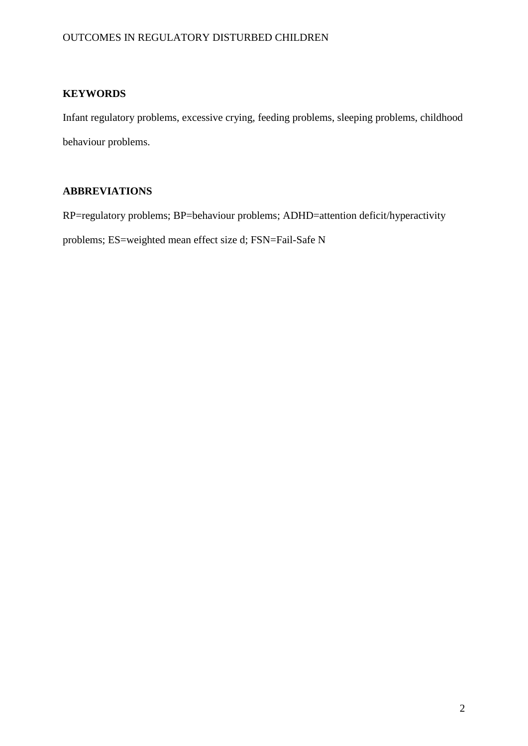**KEYWORDS**

Infant regulatory problems, excessive crying, feeding problems, sleeping problems, childhood behaviour problems.

**ABBREVIATIONS**

RP=regulatory problems; BP=behaviour problems; ADHD=attention deficit/hyperactivity problems; ES=weighted mean effect size d; FSN=Fail-Safe N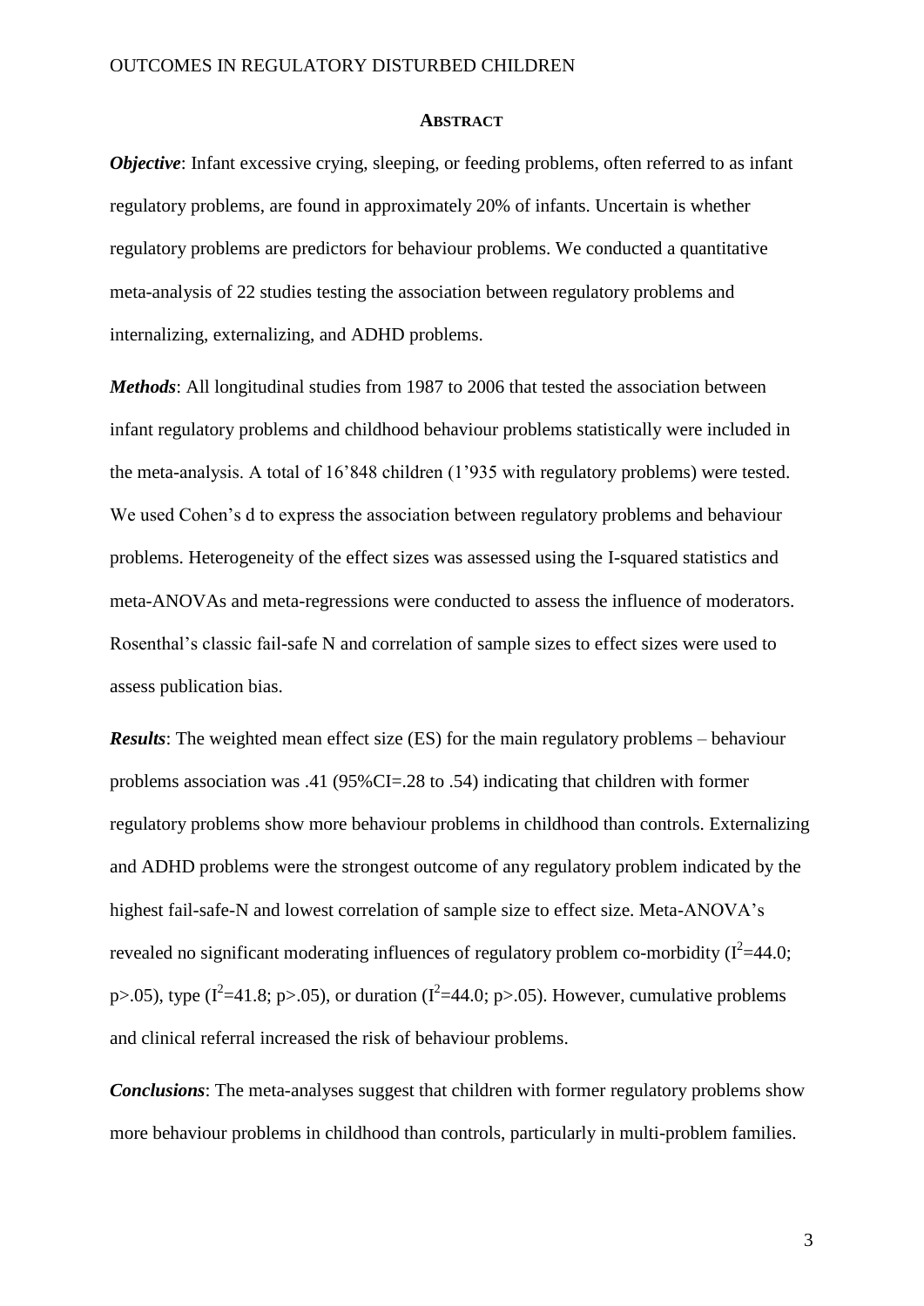## ABSTRACT

***Objective***: Infant excessive crying, sleeping, or feeding problems, often referred to as infant regulatory problems, are found in approximately 20% of infants. Uncertain is whether regulatory problems are predictors for behaviour problems. We conducted a quantitative meta-analysis of 22 studies testing the association between regulatory problems and internalizing, externalizing, and ADHD problems.

***Methods***: All longitudinal studies from 1987 to 2006 that tested the association between infant regulatory problems and childhood behaviour problems statistically were included in the meta-analysis. A total of 16’848 children (1’935 with regulatory problems) were tested. We used Cohen’s d to express the association between regulatory problems and behaviour problems. Heterogeneity of the effect sizes was assessed using the I-squared statistics and meta-ANOVAs and meta-regressions were conducted to assess the influence of moderators. Rosenthal’s classic fail-safe N and correlation of sample sizes to effect sizes were used to assess publication bias.

***Results***: The weighted mean effect size (ES) for the main regulatory problems – behaviour problems association was .41 (95%CI=.28 to .54) indicating that children with former regulatory problems show more behaviour problems in childhood than controls. Externalizing and ADHD problems were the strongest outcome of any regulatory problem indicated by the highest fail-safe-N and lowest correlation of sample size to effect size. Meta-ANOVA’s revealed no significant moderating influences of regulatory problem co-morbidity ($I^2$=44.0; p>.05), type ($I^2$=41.8; p>.05), or duration ($I^2$=44.0; p>.05). However, cumulative problems and clinical referral increased the risk of behaviour problems.

***Conclusions***: The meta-analyses suggest that children with former regulatory problems show more behaviour problems in childhood than controls, particularly in multi-problem families.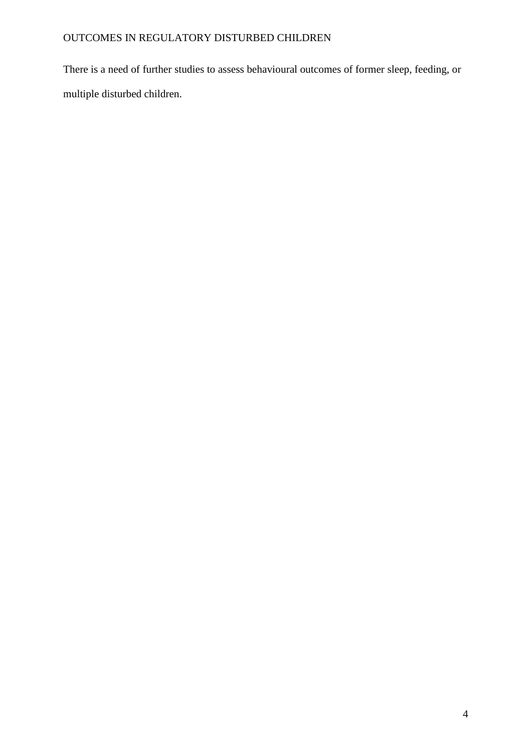There is a need of further studies to assess behavioural outcomes of former sleep, feeding, or multiple disturbed children.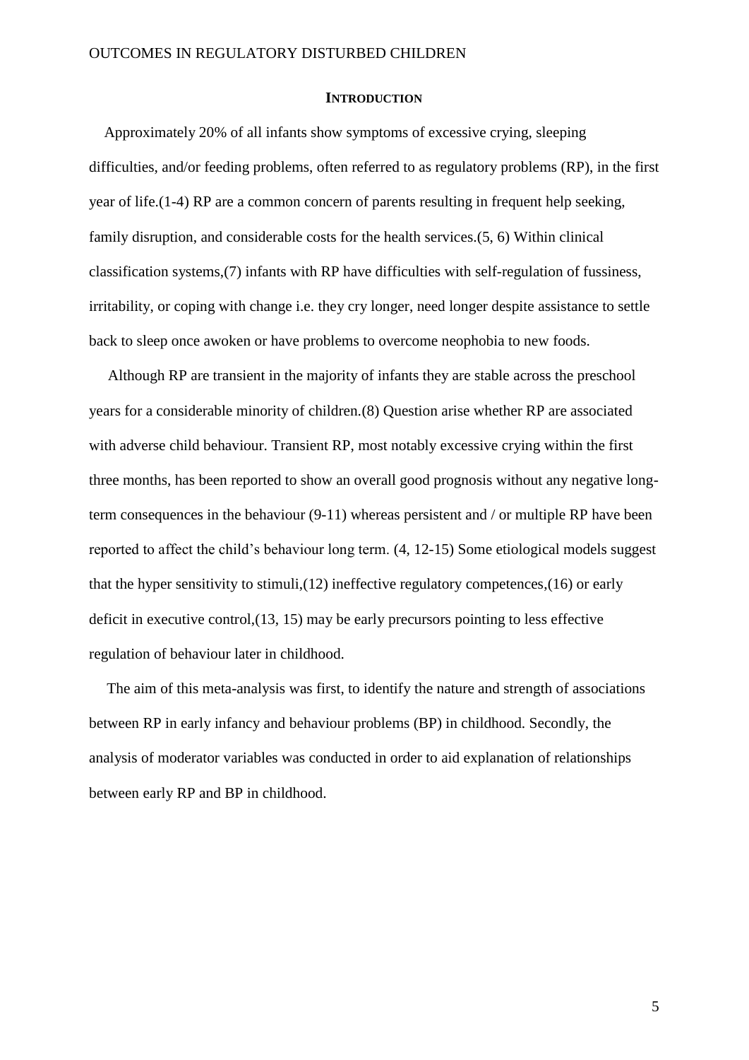## INTRODUCTION

Approximately 20% of all infants show symptoms of excessive crying, sleeping difficulties, and/or feeding problems, often referred to as regulatory problems (RP), in the first year of life.(1-4) RP are a common concern of parents resulting in frequent help seeking, family disruption, and considerable costs for the health services.(5, 6) Within clinical classification systems,(7) infants with RP have difficulties with self-regulation of fussiness, irritability, or coping with change i.e. they cry longer, need longer despite assistance to settle back to sleep once awoken or have problems to overcome neophobia to new foods.

Although RP are transient in the majority of infants they are stable across the preschool years for a considerable minority of children.(8) Question arise whether RP are associated with adverse child behaviour. Transient RP, most notably excessive crying within the first three months, has been reported to show an overall good prognosis without any negative long-term consequences in the behaviour (9-11) whereas persistent and / or multiple RP have been reported to affect the child's behaviour long term. (4, 12-15) Some etiological models suggest that the hyper sensitivity to stimuli,(12) ineffective regulatory competences,(16) or early deficit in executive control,(13, 15) may be early precursors pointing to less effective regulation of behaviour later in childhood.

The aim of this meta-analysis was first, to identify the nature and strength of associations between RP in early infancy and behaviour problems (BP) in childhood. Secondly, the analysis of moderator variables was conducted in order to aid explanation of relationships between early RP and BP in childhood.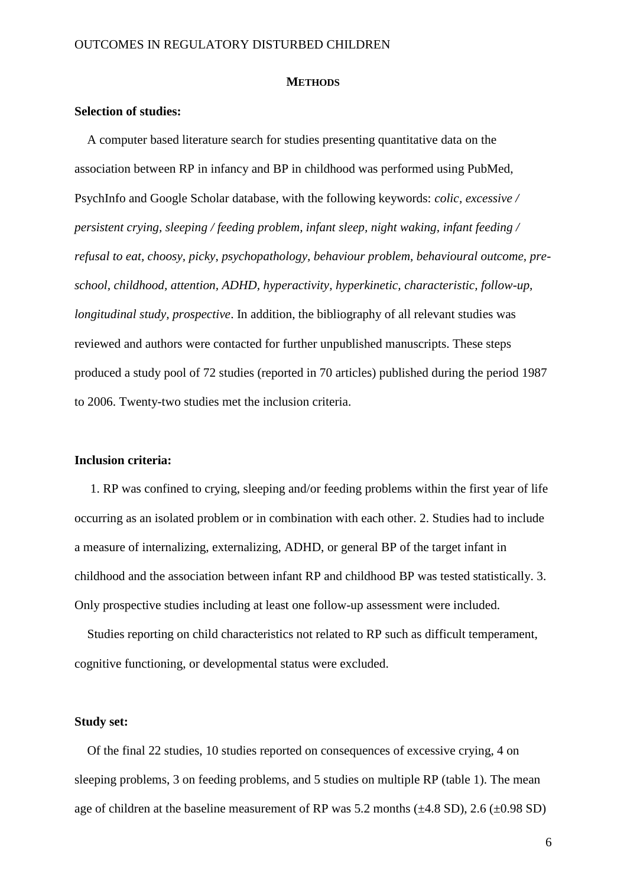## Methods

**Selection of studies:**

A computer based literature search for studies presenting quantitative data on the association between RP in infancy and BP in childhood was performed using PubMed, PsychInfo and Google Scholar database, with the following keywords: *colic, excessive / persistent crying, sleeping / feeding problem, infant sleep, night waking, infant feeding / refusal to eat, choosy, picky, psychopathology, behaviour problem, behavioural outcome, pre-school, childhood, attention, ADHD, hyperactivity, hyperkinetic, characteristic, follow-up, longitudinal study, prospective*. In addition, the bibliography of all relevant studies was reviewed and authors were contacted for further unpublished manuscripts. These steps produced a study pool of 72 studies (reported in 70 articles) published during the period 1987 to 2006. Twenty-two studies met the inclusion criteria.

**Inclusion criteria:**

1. RP was confined to crying, sleeping and/or feeding problems within the first year of life occurring as an isolated problem or in combination with each other. 2. Studies had to include a measure of internalizing, externalizing, ADHD, or general BP of the target infant in childhood and the association between infant RP and childhood BP was tested statistically. 3. Only prospective studies including at least one follow-up assessment were included.

Studies reporting on child characteristics not related to RP such as difficult temperament, cognitive functioning, or developmental status were excluded.

**Study set:**

Of the final 22 studies, 10 studies reported on consequences of excessive crying, 4 on sleeping problems, 3 on feeding problems, and 5 studies on multiple RP (table 1). The mean age of children at the baseline measurement of RP was 5.2 months (±4.8 SD), 2.6 (±0.98 SD)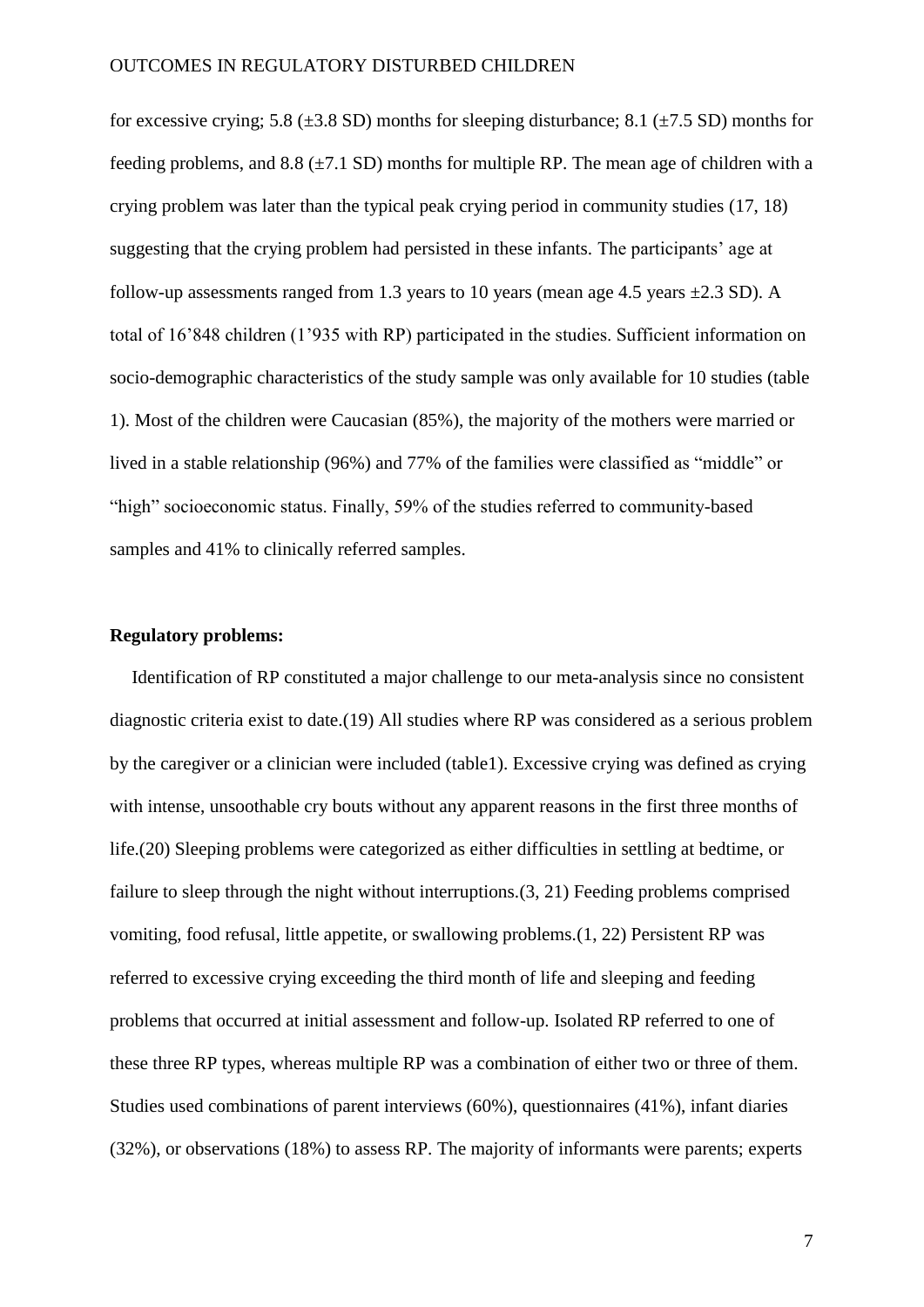for excessive crying; 5.8 (±3.8 SD) months for sleeping disturbance; 8.1 (±7.5 SD) months for feeding problems, and 8.8 (±7.1 SD) months for multiple RP. The mean age of children with a crying problem was later than the typical peak crying period in community studies (17, 18) suggesting that the crying problem had persisted in these infants. The participants' age at follow-up assessments ranged from 1.3 years to 10 years (mean age 4.5 years ±2.3 SD). A total of 16'848 children (1'935 with RP) participated in the studies. Sufficient information on socio-demographic characteristics of the study sample was only available for 10 studies (table 1). Most of the children were Caucasian (85%), the majority of the mothers were married or lived in a stable relationship (96%) and 77% of the families were classified as "middle" or "high" socioeconomic status. Finally, 59% of the studies referred to community-based samples and 41% to clinically referred samples.

**Regulatory problems:**

Identification of RP constituted a major challenge to our meta-analysis since no consistent diagnostic criteria exist to date.(19) All studies where RP was considered as a serious problem by the caregiver or a clinician were included (table1). Excessive crying was defined as crying with intense, unsoothable cry bouts without any apparent reasons in the first three months of life.(20) Sleeping problems were categorized as either difficulties in settling at bedtime, or failure to sleep through the night without interruptions.(3, 21) Feeding problems comprised vomiting, food refusal, little appetite, or swallowing problems.(1, 22) Persistent RP was referred to excessive crying exceeding the third month of life and sleeping and feeding problems that occurred at initial assessment and follow-up. Isolated RP referred to one of these three RP types, whereas multiple RP was a combination of either two or three of them. Studies used combinations of parent interviews (60%), questionnaires (41%), infant diaries (32%), or observations (18%) to assess RP. The majority of informants were parents; experts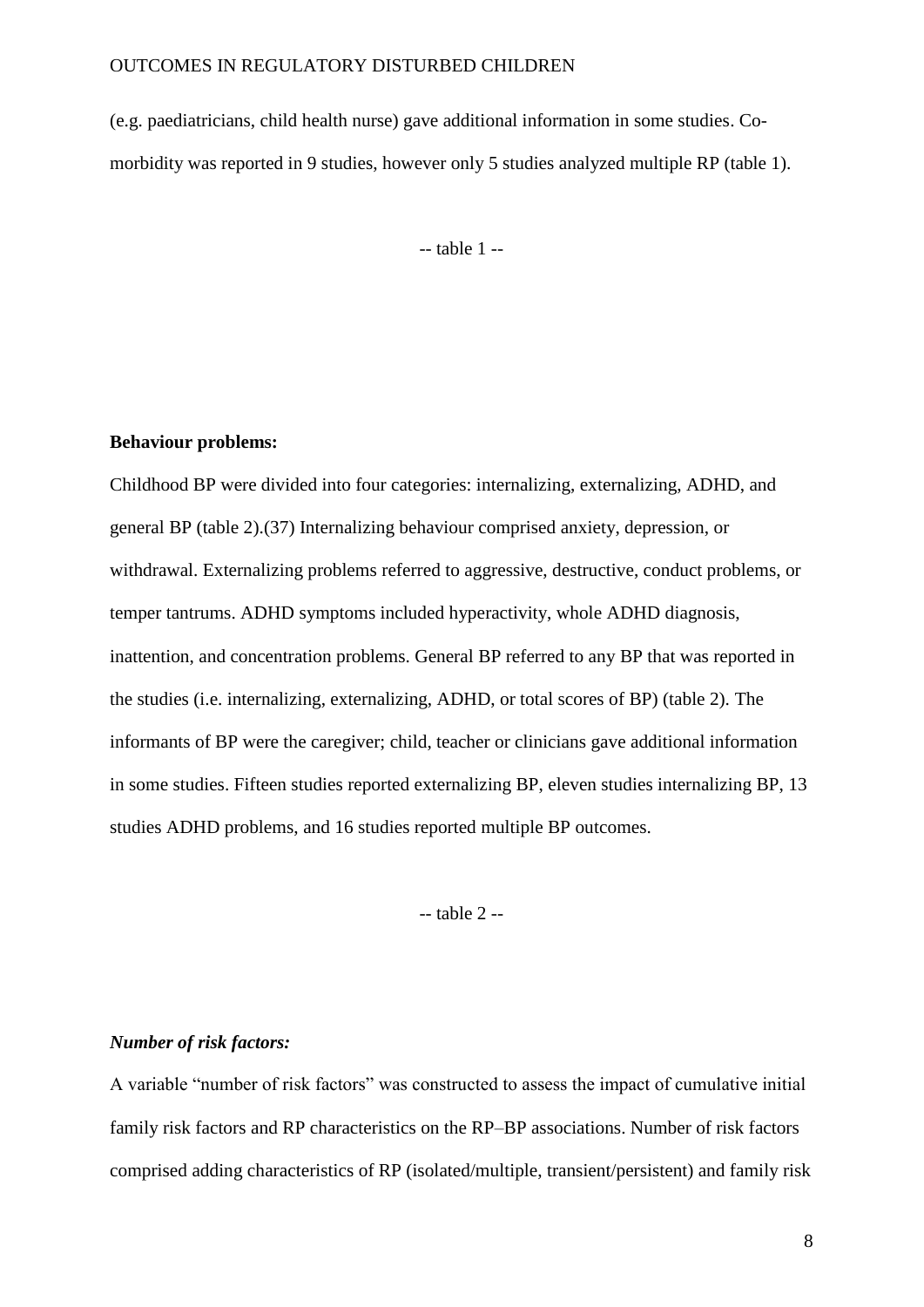(e.g. paediatricians, child health nurse) gave additional information in some studies. Co-morbidity was reported in 9 studies, however only 5 studies analyzed multiple RP (table 1).

-- table 1 --

**Behaviour problems:**

Childhood BP were divided into four categories: internalizing, externalizing, ADHD, and general BP (table 2).(37) Internalizing behaviour comprised anxiety, depression, or withdrawal. Externalizing problems referred to aggressive, destructive, conduct problems, or temper tantrums. ADHD symptoms included hyperactivity, whole ADHD diagnosis, inattention, and concentration problems. General BP referred to any BP that was reported in the studies (i.e. internalizing, externalizing, ADHD, or total scores of BP) (table 2). The informants of BP were the caregiver; child, teacher or clinicians gave additional information in some studies. Fifteen studies reported externalizing BP, eleven studies internalizing BP, 13 studies ADHD problems, and 16 studies reported multiple BP outcomes.

-- table 2 --

***Number of risk factors:***

A variable "number of risk factors" was constructed to assess the impact of cumulative initial family risk factors and RP characteristics on the RP–BP associations. Number of risk factors comprised adding characteristics of RP (isolated/multiple, transient/persistent) and family risk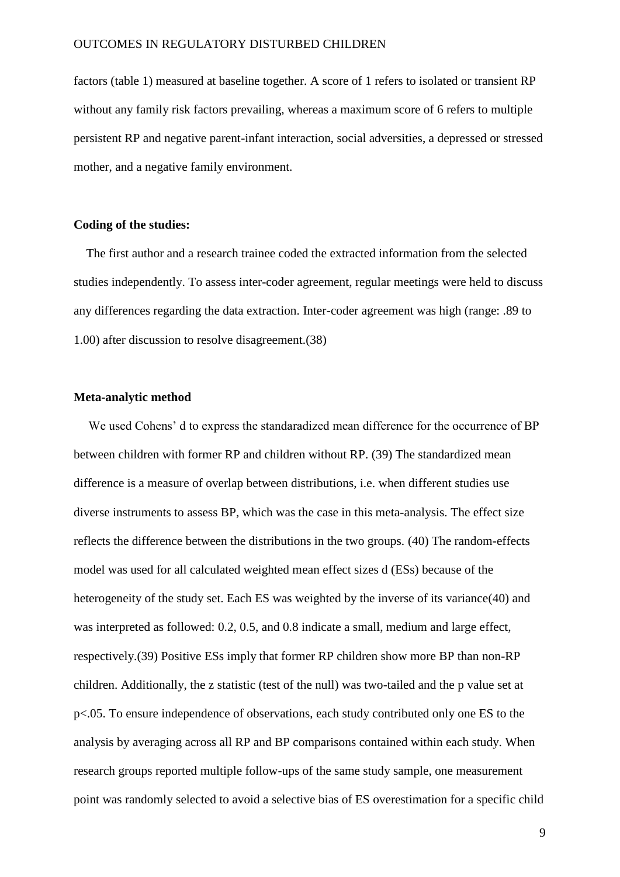factors (table 1) measured at baseline together. A score of 1 refers to isolated or transient RP without any family risk factors prevailing, whereas a maximum score of 6 refers to multiple persistent RP and negative parent-infant interaction, social adversities, a depressed or stressed mother, and a negative family environment.

**Coding of the studies:**

The first author and a research trainee coded the extracted information from the selected studies independently. To assess inter-coder agreement, regular meetings were held to discuss any differences regarding the data extraction. Inter-coder agreement was high (range: .89 to 1.00) after discussion to resolve disagreement.(38)

**Meta-analytic method**

We used Cohens' d to express the standaradized mean difference for the occurrence of BP between children with former RP and children without RP. (39) The standardized mean difference is a measure of overlap between distributions, i.e. when different studies use diverse instruments to assess BP, which was the case in this meta-analysis. The effect size reflects the difference between the distributions in the two groups. (40) The random-effects model was used for all calculated weighted mean effect sizes d (ESs) because of the heterogeneity of the study set. Each ES was weighted by the inverse of its variance(40) and was interpreted as followed: 0.2, 0.5, and 0.8 indicate a small, medium and large effect, respectively.(39) Positive ESs imply that former RP children show more BP than non-RP children. Additionally, the z statistic (test of the null) was two-tailed and the p value set at $p<.05$. To ensure independence of observations, each study contributed only one ES to the analysis by averaging across all RP and BP comparisons contained within each study. When research groups reported multiple follow-ups of the same study sample, one measurement point was randomly selected to avoid a selective bias of ES overestimation for a specific child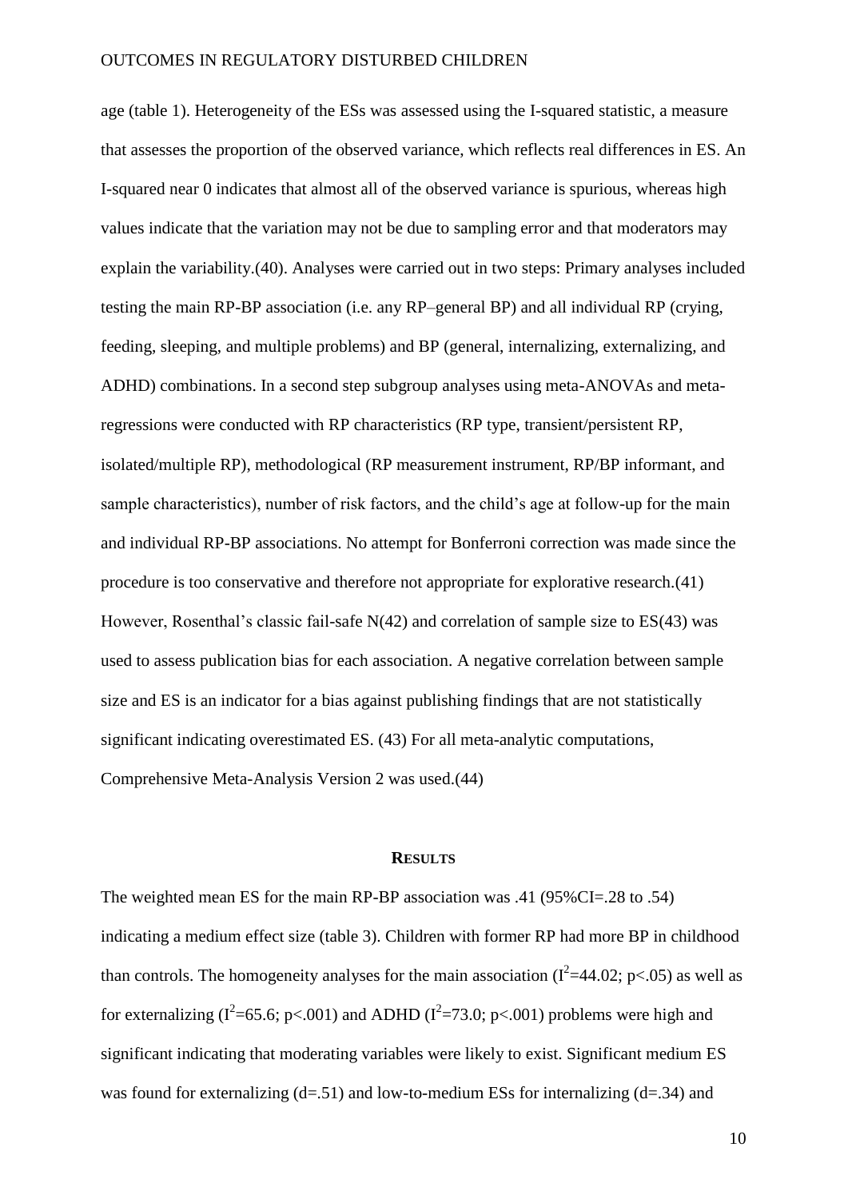age (table 1). Heterogeneity of the ESs was assessed using the I-squared statistic, a measure that assesses the proportion of the observed variance, which reflects real differences in ES. An I-squared near 0 indicates that almost all of the observed variance is spurious, whereas high values indicate that the variation may not be due to sampling error and that moderators may explain the variability.(40). Analyses were carried out in two steps: Primary analyses included testing the main RP-BP association (i.e. any RP–general BP) and all individual RP (crying, feeding, sleeping, and multiple problems) and BP (general, internalizing, externalizing, and ADHD) combinations. In a second step subgroup analyses using meta-ANOVAs and meta-regressions were conducted with RP characteristics (RP type, transient/persistent RP, isolated/multiple RP), methodological (RP measurement instrument, RP/BP informant, and sample characteristics), number of risk factors, and the child's age at follow-up for the main and individual RP-BP associations. No attempt for Bonferroni correction was made since the procedure is too conservative and therefore not appropriate for explorative research.(41) However, Rosenthal's classic fail-safe N(42) and correlation of sample size to ES(43) was used to assess publication bias for each association. A negative correlation between sample size and ES is an indicator for a bias against publishing findings that are not statistically significant indicating overestimated ES. (43) For all meta-analytic computations, Comprehensive Meta-Analysis Version 2 was used.(44)

## RESULTS

The weighted mean ES for the main RP-BP association was .41 (95%CI=.28 to .54) indicating a medium effect size (table 3). Children with former RP had more BP in childhood than controls. The homogeneity analyses for the main association ($I^2$=44.02; $p<.05$) as well as for externalizing ($I^2$=65.6; $p<.001$) and ADHD ($I^2$=73.0; $p<.001$) problems were high and significant indicating that moderating variables were likely to exist. Significant medium ES was found for externalizing (d=.51) and low-to-medium ESs for internalizing (d=.34) and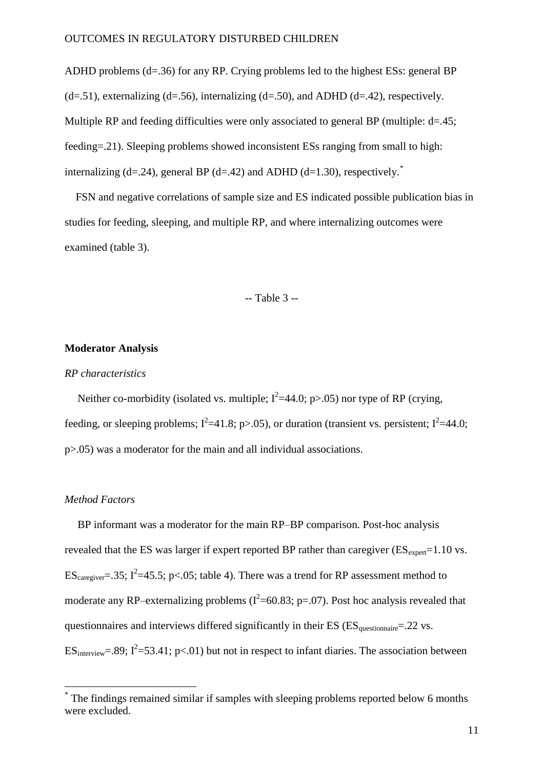ADHD problems (d=.36) for any RP. Crying problems led to the highest ESs: general BP (d=.51), externalizing (d=.56), internalizing (d=.50), and ADHD (d=.42), respectively. Multiple RP and feeding difficulties were only associated to general BP (multiple: d=.45; feeding=.21). Sleeping problems showed inconsistent ESs ranging from small to high: internalizing (d=.24), general BP (d=.42) and ADHD (d=1.30), respectively.[*]

FSN and negative correlations of sample size and ES indicated possible publication bias in studies for feeding, sleeping, and multiple RP, and where internalizing outcomes were examined (table 3).

-- Table 3 --

**Moderator Analysis**

*RP characteristics*

Neither co-morbidity (isolated vs. multiple; $I^2$=44.0; p>.05) nor type of RP (crying, feeding, or sleeping problems; $I^2$=41.8; p>.05), or duration (transient vs. persistent; $I^2$=44.0; p>.05) was a moderator for the main and all individual associations.

*Method Factors*

BP informant was a moderator for the main RP–BP comparison. Post-hoc analysis revealed that the ES was larger if expert reported BP rather than caregiver ($ES_{expert}$=1.10 vs. $ES_{caregiver}$=.35; $I^2$=45.5; p<.05; table 4). There was a trend for RP assessment method to moderate any RP–externalizing problems ($I^2$=60.83; p=.07). Post hoc analysis revealed that questionnaires and interviews differed significantly in their ES ($ES_{questionnaire}$=.22 vs. $ES_{interview}$=.89; $I^2$=53.41; p<.01) but not in respect to infant diaries. The association between

[*] The findings remained similar if samples with sleeping problems reported below 6 months were excluded.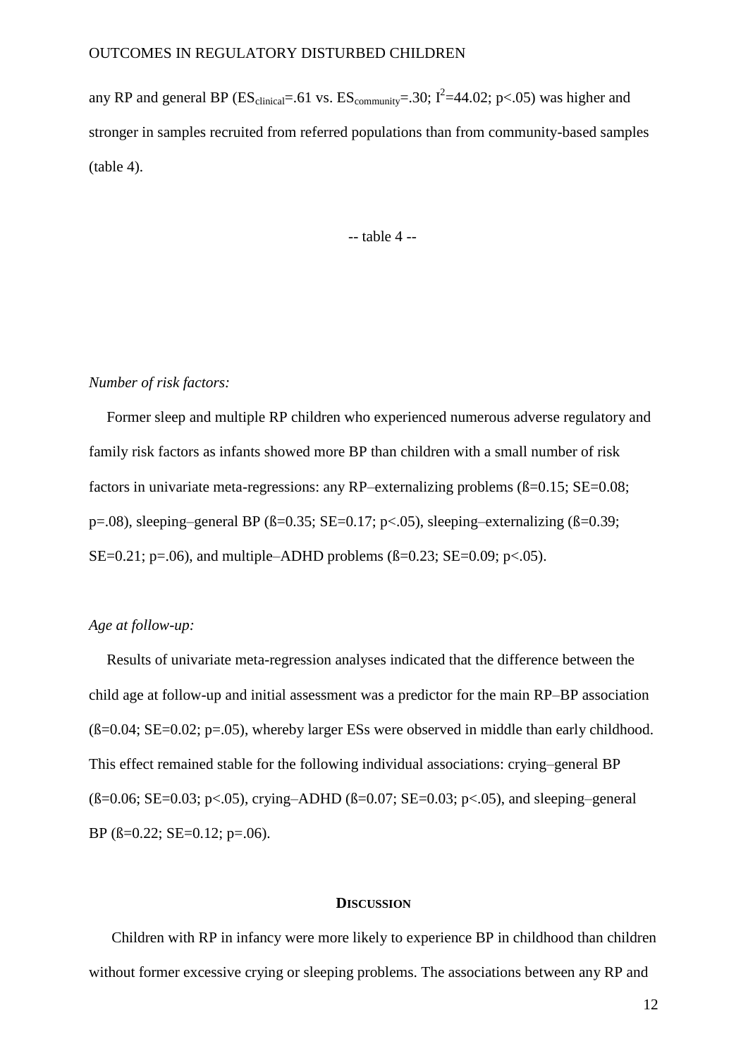any RP and general BP ($ES_{clinical}$=.61 vs. $ES_{community}$=.30; $I^2$=44.02; p<.05) was higher and stronger in samples recruited from referred populations than from community-based samples (table 4).

-- table 4 --

*Number of risk factors:*

Former sleep and multiple RP children who experienced numerous adverse regulatory and family risk factors as infants showed more BP than children with a small number of risk factors in univariate meta-regressions: any RP–externalizing problems (ß=0.15; SE=0.08; p=.08), sleeping–general BP (ß=0.35; SE=0.17; p<.05), sleeping–externalizing (ß=0.39; SE=0.21; p=.06), and multiple–ADHD problems (ß=0.23; SE=0.09; p<.05).

*Age at follow-up:*

Results of univariate meta-regression analyses indicated that the difference between the child age at follow-up and initial assessment was a predictor for the main RP–BP association (ß=0.04; SE=0.02; p=.05), whereby larger ESs were observed in middle than early childhood. This effect remained stable for the following individual associations: crying–general BP (ß=0.06; SE=0.03; p<.05), crying–ADHD (ß=0.07; SE=0.03; p<.05), and sleeping–general BP (ß=0.22; SE=0.12; p=.06).

## Discussion

Children with RP in infancy were more likely to experience BP in childhood than children without former excessive crying or sleeping problems. The associations between any RP and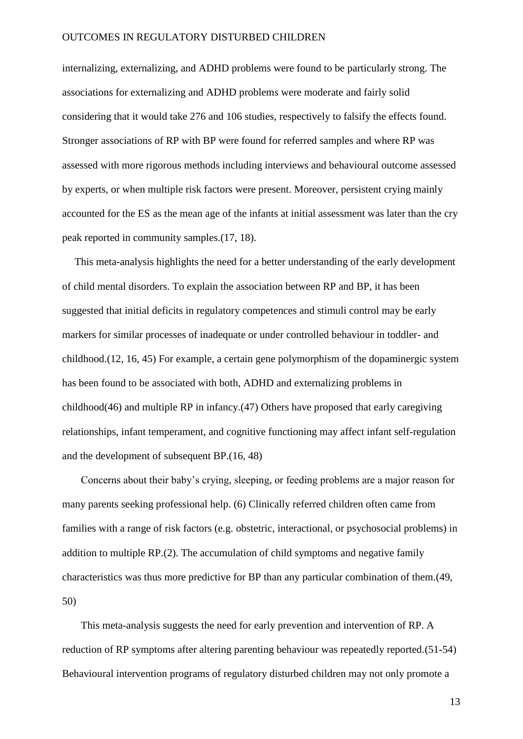internalizing, externalizing, and ADHD problems were found to be particularly strong. The associations for externalizing and ADHD problems were moderate and fairly solid considering that it would take 276 and 106 studies, respectively to falsify the effects found. Stronger associations of RP with BP were found for referred samples and where RP was assessed with more rigorous methods including interviews and behavioural outcome assessed by experts, or when multiple risk factors were present. Moreover, persistent crying mainly accounted for the ES as the mean age of the infants at initial assessment was later than the cry peak reported in community samples.(17, 18).

This meta-analysis highlights the need for a better understanding of the early development of child mental disorders. To explain the association between RP and BP, it has been suggested that initial deficits in regulatory competences and stimuli control may be early markers for similar processes of inadequate or under controlled behaviour in toddler- and childhood.(12, 16, 45) For example, a certain gene polymorphism of the dopaminergic system has been found to be associated with both, ADHD and externalizing problems in childhood(46) and multiple RP in infancy.(47) Others have proposed that early caregiving relationships, infant temperament, and cognitive functioning may affect infant self-regulation and the development of subsequent BP.(16, 48)

Concerns about their baby's crying, sleeping, or feeding problems are a major reason for many parents seeking professional help. (6) Clinically referred children often came from families with a range of risk factors (e.g. obstetric, interactional, or psychosocial problems) in addition to multiple RP.(2). The accumulation of child symptoms and negative family characteristics was thus more predictive for BP than any particular combination of them.(49, 50)

This meta-analysis suggests the need for early prevention and intervention of RP. A reduction of RP symptoms after altering parenting behaviour was repeatedly reported.(51-54) Behavioural intervention programs of regulatory disturbed children may not only promote a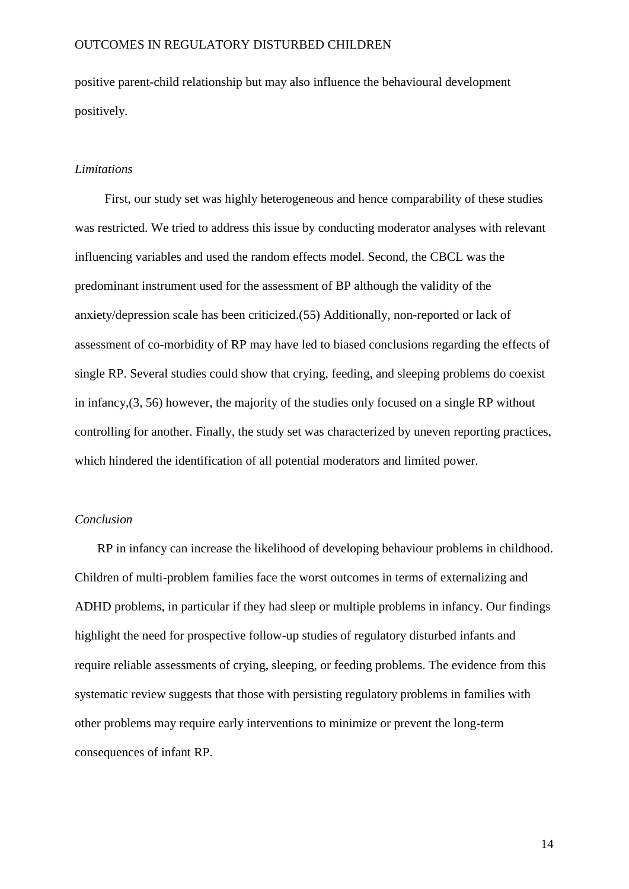positive parent-child relationship but may also influence the behavioural development positively.

*Limitations*

First, our study set was highly heterogeneous and hence comparability of these studies was restricted. We tried to address this issue by conducting moderator analyses with relevant influencing variables and used the random effects model. Second, the CBCL was the predominant instrument used for the assessment of BP although the validity of the anxiety/depression scale has been criticized.(55) Additionally, non-reported or lack of assessment of co-morbidity of RP may have led to biased conclusions regarding the effects of single RP. Several studies could show that crying, feeding, and sleeping problems do coexist in infancy,(3, 56) however, the majority of the studies only focused on a single RP without controlling for another. Finally, the study set was characterized by uneven reporting practices, which hindered the identification of all potential moderators and limited power.

*Conclusion*

RP in infancy can increase the likelihood of developing behaviour problems in childhood. Children of multi-problem families face the worst outcomes in terms of externalizing and ADHD problems, in particular if they had sleep or multiple problems in infancy. Our findings highlight the need for prospective follow-up studies of regulatory disturbed infants and require reliable assessments of crying, sleeping, or feeding problems. The evidence from this systematic review suggests that those with persisting regulatory problems in families with other problems may require early interventions to minimize or prevent the long-term consequences of infant RP.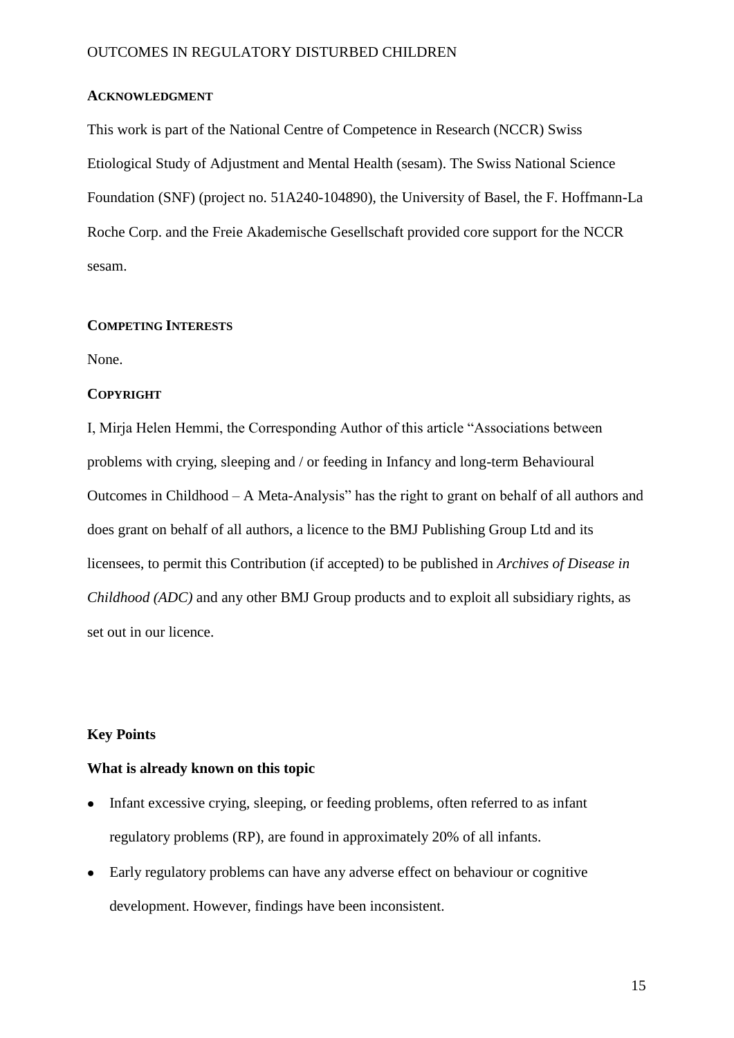## ACKNOWLEDGMENT

This work is part of the National Centre of Competence in Research (NCCR) Swiss Etiological Study of Adjustment and Mental Health (sesam). The Swiss National Science Foundation (SNF) (project no. 51A240-104890), the University of Basel, the F. Hoffmann-La Roche Corp. and the Freie Akademische Gesellschaft provided core support for the NCCR sesam.

## COMPETING INTERESTS

None.

## COPYRIGHT

I, Mirja Helen Hemmi, the Corresponding Author of this article "Associations between problems with crying, sleeping and / or feeding in Infancy and long-term Behavioural Outcomes in Childhood – A Meta-Analysis" has the right to grant on behalf of all authors and does grant on behalf of all authors, a licence to the BMJ Publishing Group Ltd and its licensees, to permit this Contribution (if accepted) to be published in *Archives of Disease in Childhood (ADC)* and any other BMJ Group products and to exploit all subsidiary rights, as set out in our licence.

## Key Points

### What is already known on this topic

- Infant excessive crying, sleeping, or feeding problems, often referred to as infant regulatory problems (RP), are found in approximately 20% of all infants.
- Early regulatory problems can have any adverse effect on behaviour or cognitive development. However, findings have been inconsistent.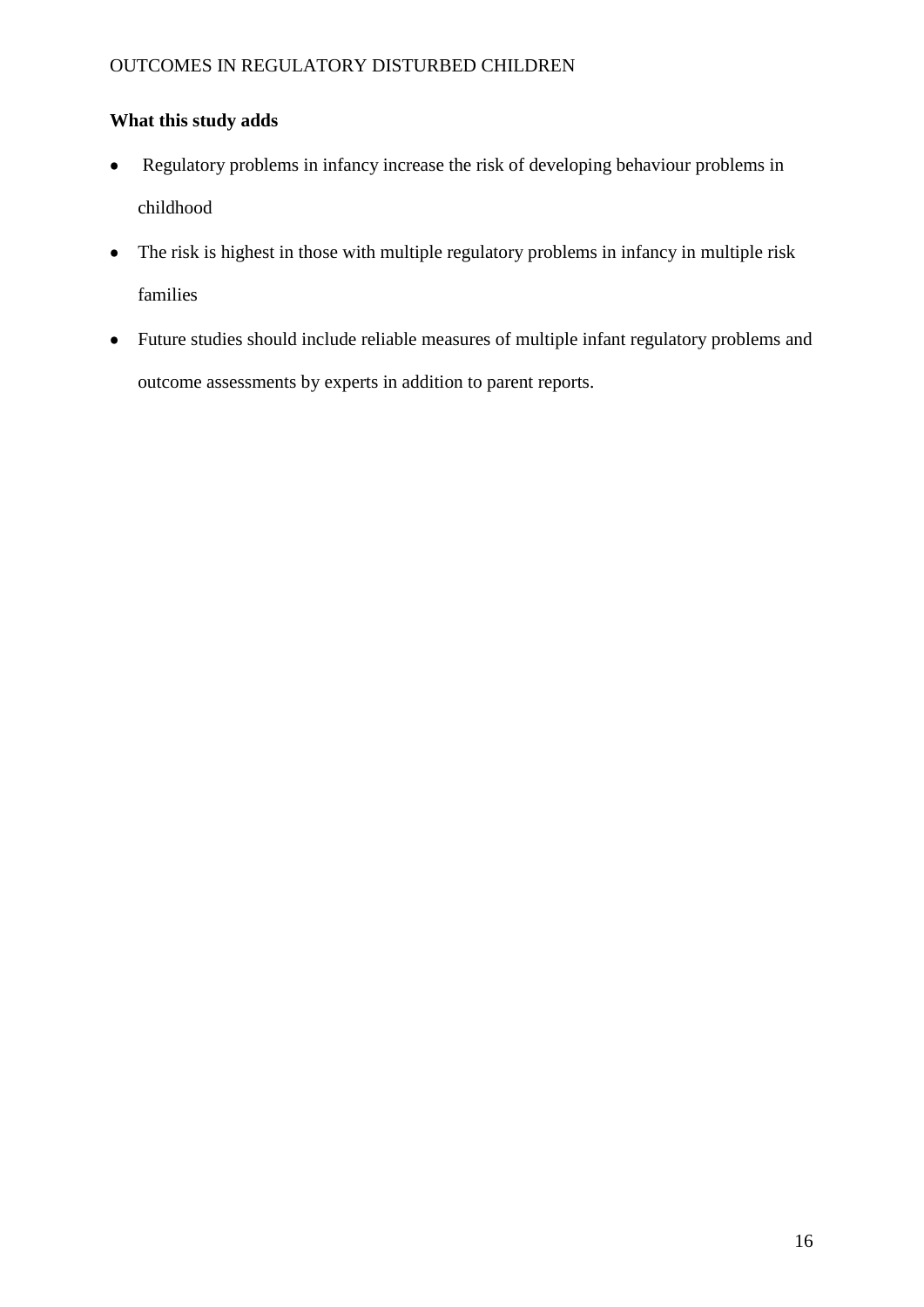**What this study adds**

- Regulatory problems in infancy increase the risk of developing behaviour problems in childhood
- The risk is highest in those with multiple regulatory problems in infancy in multiple risk families
- Future studies should include reliable measures of multiple infant regulatory problems and outcome assessments by experts in addition to parent reports.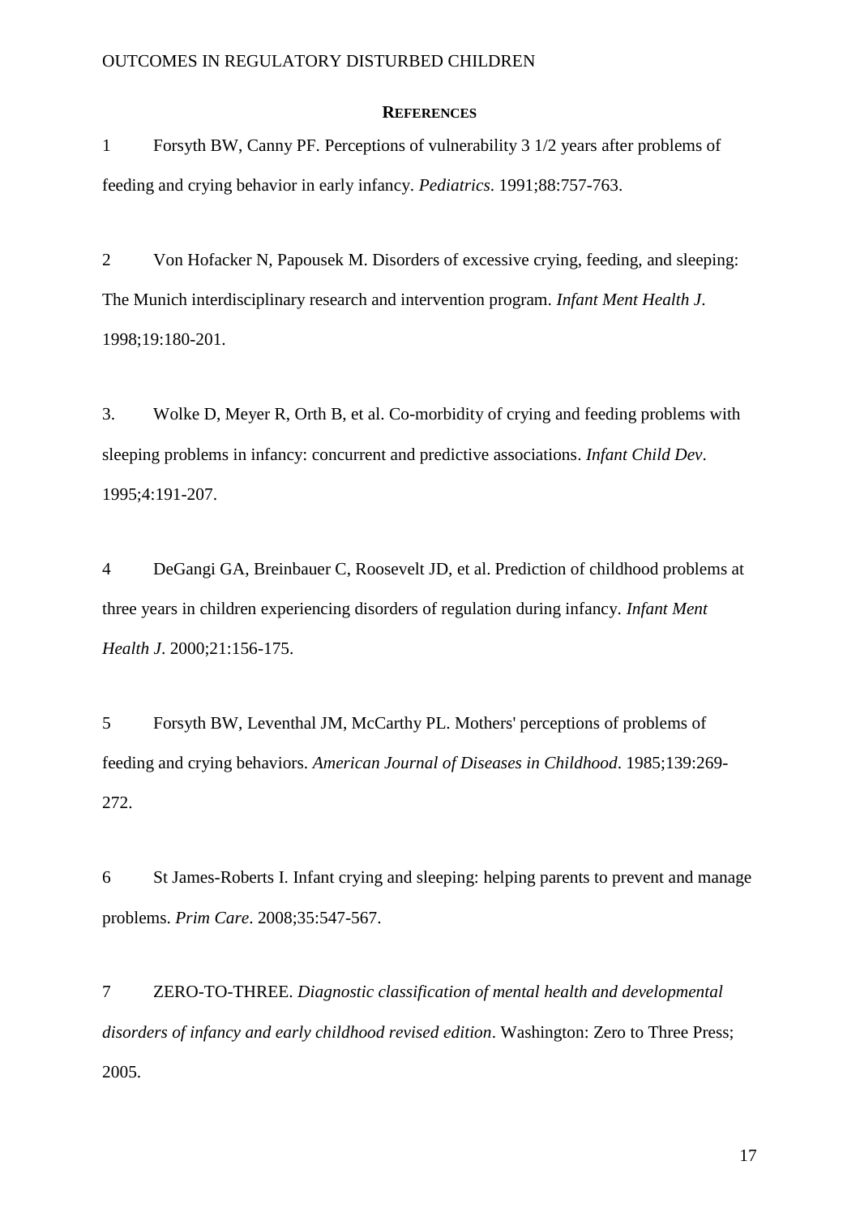## REFERENCES

1 Forsyth BW, Canny PF. Perceptions of vulnerability 3 1/2 years after problems of feeding and crying behavior in early infancy. *Pediatrics*. 1991;88:757-763.

2 Von Hofacker N, Papousek M. Disorders of excessive crying, feeding, and sleeping: The Munich interdisciplinary research and intervention program. *Infant Ment Health J*. 1998;19:180-201.

3. Wolke D, Meyer R, Orth B, et al. Co-morbidity of crying and feeding problems with sleeping problems in infancy: concurrent and predictive associations. *Infant Child Dev*. 1995;4:191-207.

4 DeGangi GA, Breinbauer C, Roosevelt JD, et al. Prediction of childhood problems at three years in children experiencing disorders of regulation during infancy. *Infant Ment Health J*. 2000;21:156-175.

5 Forsyth BW, Leventhal JM, McCarthy PL. Mothers' perceptions of problems of feeding and crying behaviors. *American Journal of Diseases in Childhood*. 1985;139:269-272.

6 St James-Roberts I. Infant crying and sleeping: helping parents to prevent and manage problems. *Prim Care*. 2008;35:547-567.

7 ZERO-TO-THREE. *Diagnostic classification of mental health and developmental disorders of infancy and early childhood revised edition*. Washington: Zero to Three Press; 2005.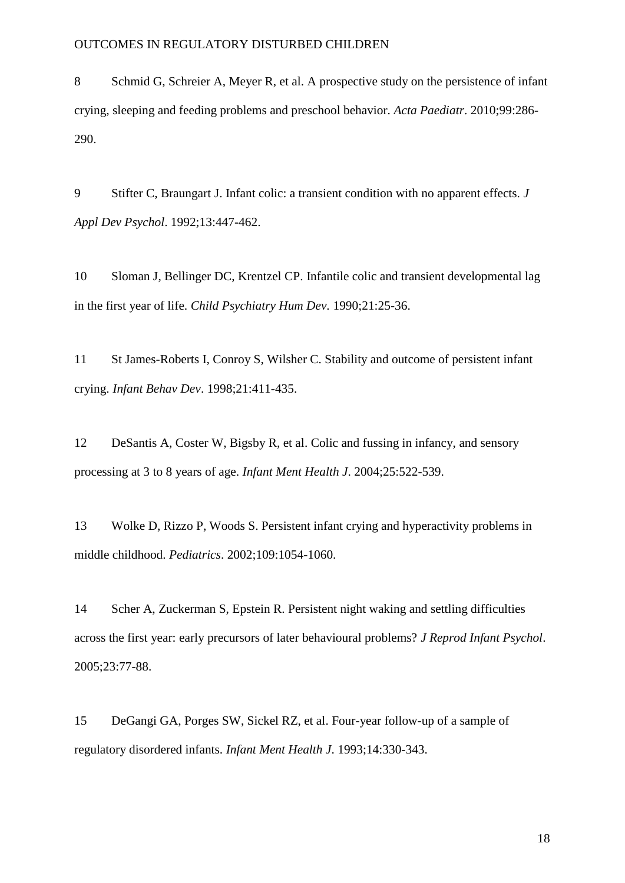8 Schmid G, Schreier A, Meyer R, et al. A prospective study on the persistence of infant crying, sleeping and feeding problems and preschool behavior. *Acta Paediatr*. 2010;99:286-290.

9 Stifter C, Braungart J. Infant colic: a transient condition with no apparent effects. *J Appl Dev Psychol*. 1992;13:447-462.

10 Sloman J, Bellinger DC, Krentzel CP. Infantile colic and transient developmental lag in the first year of life. *Child Psychiatry Hum Dev*. 1990;21:25-36.

11 St James-Roberts I, Conroy S, Wilsher C. Stability and outcome of persistent infant crying. *Infant Behav Dev*. 1998;21:411-435.

12 DeSantis A, Coster W, Bigsby R, et al. Colic and fussing in infancy, and sensory processing at 3 to 8 years of age. *Infant Ment Health J*. 2004;25:522-539.

13 Wolke D, Rizzo P, Woods S. Persistent infant crying and hyperactivity problems in middle childhood. *Pediatrics*. 2002;109:1054-1060.

14 Scher A, Zuckerman S, Epstein R. Persistent night waking and settling difficulties across the first year: early precursors of later behavioural problems? *J Reprod Infant Psychol*. 2005;23:77-88.

15 DeGangi GA, Porges SW, Sickel RZ, et al. Four-year follow-up of a sample of regulatory disordered infants. *Infant Ment Health J*. 1993;14:330-343.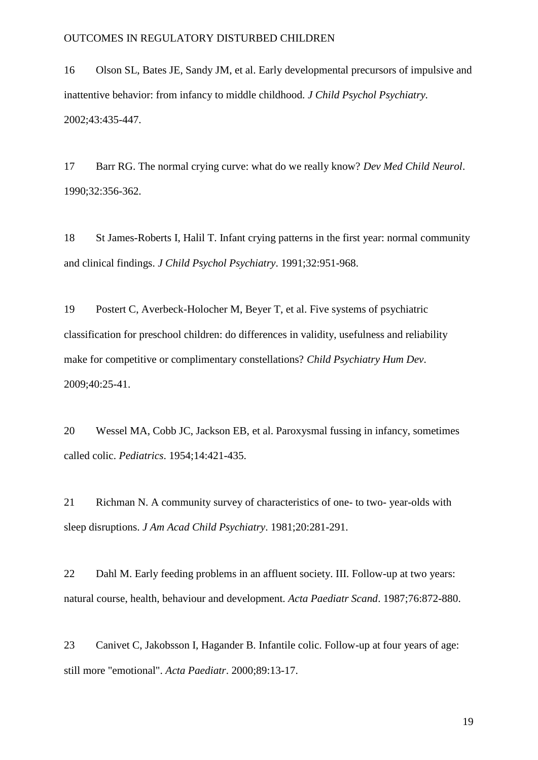16 Olson SL, Bates JE, Sandy JM, et al. Early developmental precursors of impulsive and inattentive behavior: from infancy to middle childhood. *J Child Psychol Psychiatry*. 2002;43:435-447.

17 Barr RG. The normal crying curve: what do we really know? *Dev Med Child Neurol*. 1990;32:356-362.

18 St James-Roberts I, Halil T. Infant crying patterns in the first year: normal community and clinical findings. *J Child Psychol Psychiatry*. 1991;32:951-968.

19 Postert C, Averbeck-Holocher M, Beyer T, et al. Five systems of psychiatric classification for preschool children: do differences in validity, usefulness and reliability make for competitive or complimentary constellations? *Child Psychiatry Hum Dev*. 2009;40:25-41.

20 Wessel MA, Cobb JC, Jackson EB, et al. Paroxysmal fussing in infancy, sometimes called colic. *Pediatrics*. 1954;14:421-435.

21 Richman N. A community survey of characteristics of one- to two- year-olds with sleep disruptions. *J Am Acad Child Psychiatry*. 1981;20:281-291.

22 Dahl M. Early feeding problems in an affluent society. III. Follow-up at two years: natural course, health, behaviour and development. *Acta Paediatr Scand*. 1987;76:872-880.

23 Canivet C, Jakobsson I, Hagander B. Infantile colic. Follow-up at four years of age: still more "emotional". *Acta Paediatr*. 2000;89:13-17.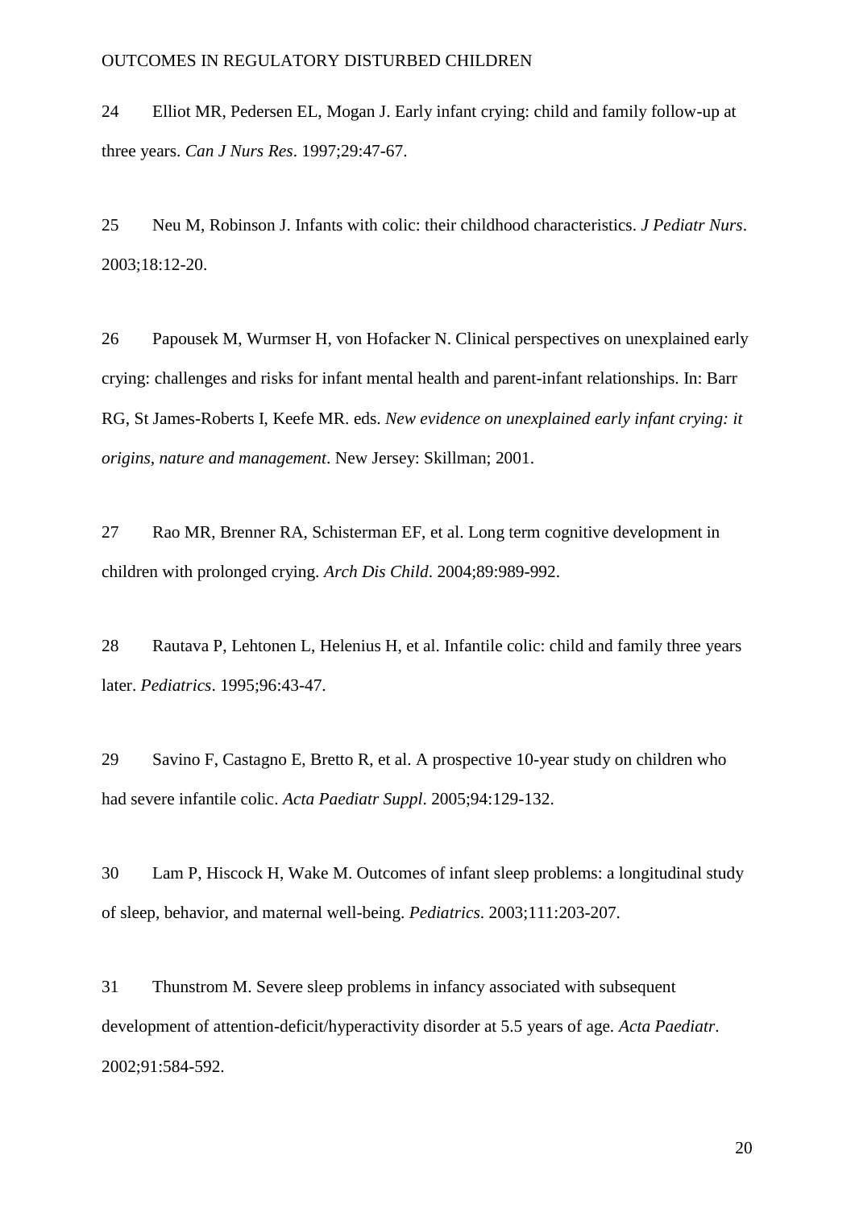24 Elliot MR, Pedersen EL, Mogan J. Early infant crying: child and family follow-up at three years. *Can J Nurs Res*. 1997;29:47-67.

25 Neu M, Robinson J. Infants with colic: their childhood characteristics. *J Pediatr Nurs*. 2003;18:12-20.

26 Papousek M, Wurmser H, von Hofacker N. Clinical perspectives on unexplained early crying: challenges and risks for infant mental health and parent-infant relationships. In: Barr RG, St James-Roberts I, Keefe MR. eds. *New evidence on unexplained early infant crying: it origins, nature and management*. New Jersey: Skillman; 2001.

27 Rao MR, Brenner RA, Schisterman EF, et al. Long term cognitive development in children with prolonged crying. *Arch Dis Child*. 2004;89:989-992.

28 Rautava P, Lehtonen L, Helenius H, et al. Infantile colic: child and family three years later. *Pediatrics*. 1995;96:43-47.

29 Savino F, Castagno E, Bretto R, et al. A prospective 10-year study on children who had severe infantile colic. *Acta Paediatr Suppl*. 2005;94:129-132.

30 Lam P, Hiscock H, Wake M. Outcomes of infant sleep problems: a longitudinal study of sleep, behavior, and maternal well-being. *Pediatrics*. 2003;111:203-207.

31 Thunstrom M. Severe sleep problems in infancy associated with subsequent development of attention-deficit/hyperactivity disorder at 5.5 years of age. *Acta Paediatr*. 2002;91:584-592.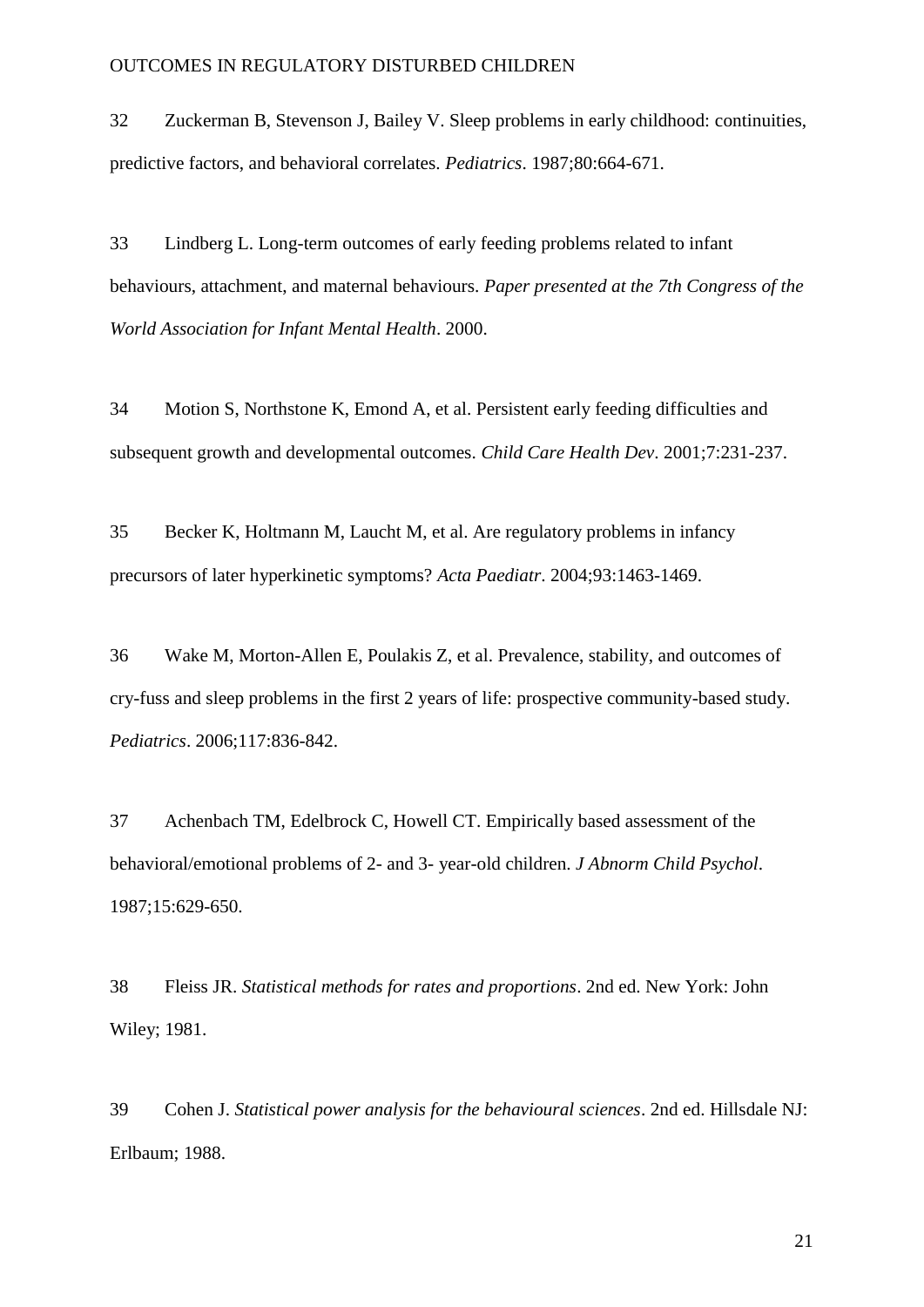32 Zuckerman B, Stevenson J, Bailey V. Sleep problems in early childhood: continuities, predictive factors, and behavioral correlates. *Pediatrics*. 1987;80:664-671.

33 Lindberg L. Long-term outcomes of early feeding problems related to infant behaviours, attachment, and maternal behaviours. *Paper presented at the 7th Congress of the World Association for Infant Mental Health*. 2000.

34 Motion S, Northstone K, Emond A, et al. Persistent early feeding difficulties and subsequent growth and developmental outcomes. *Child Care Health Dev*. 2001;7:231-237.

35 Becker K, Holtmann M, Laucht M, et al. Are regulatory problems in infancy precursors of later hyperkinetic symptoms? *Acta Paediatr*. 2004;93:1463-1469.

36 Wake M, Morton-Allen E, Poulakis Z, et al. Prevalence, stability, and outcomes of cry-fuss and sleep problems in the first 2 years of life: prospective community-based study. *Pediatrics*. 2006;117:836-842.

37 Achenbach TM, Edelbrock C, Howell CT. Empirically based assessment of the behavioral/emotional problems of 2- and 3- year-old children. *J Abnorm Child Psychol*. 1987;15:629-650.

38 Fleiss JR. *Statistical methods for rates and proportions*. 2nd ed. New York: John Wiley; 1981.

39 Cohen J. *Statistical power analysis for the behavioural sciences*. 2nd ed. Hillsdale NJ: Erlbaum; 1988.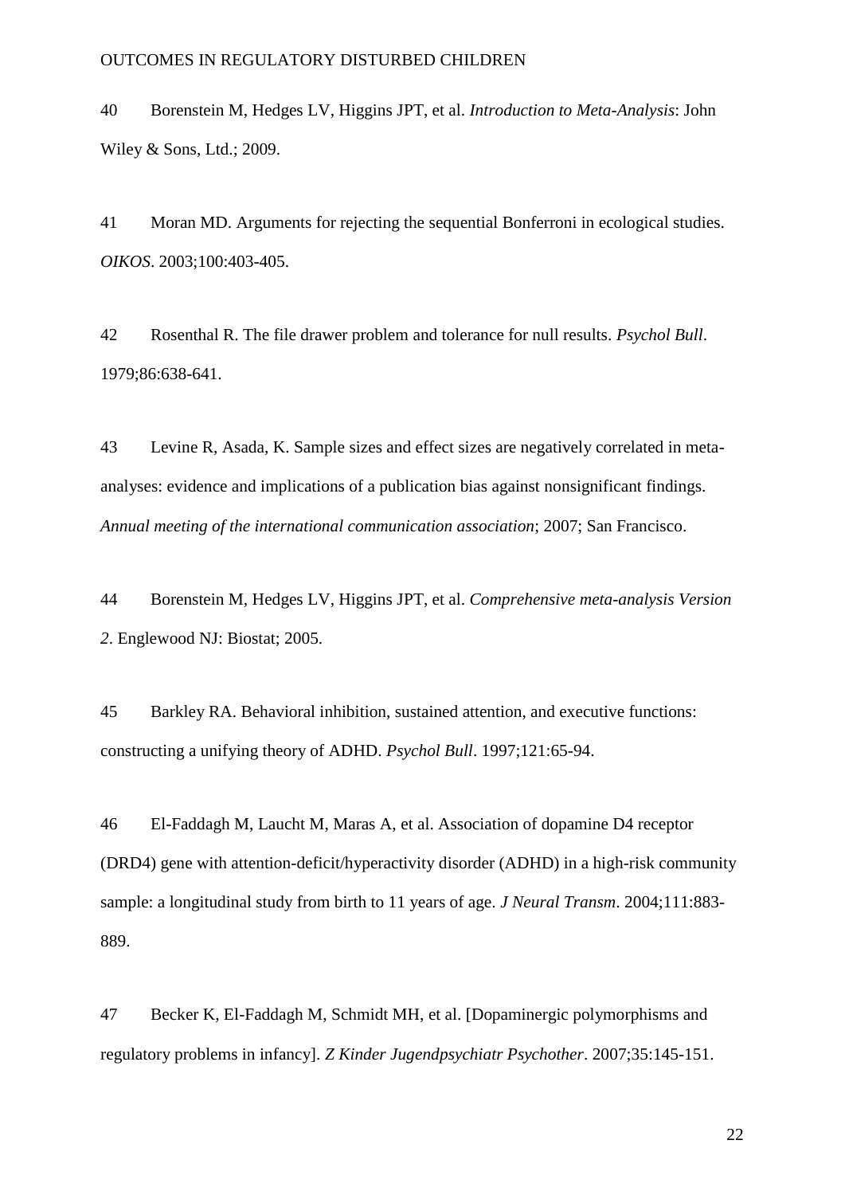40 Borenstein M, Hedges LV, Higgins JPT, et al. *Introduction to Meta-Analysis*: John Wiley & Sons, Ltd.; 2009.

41 Moran MD. Arguments for rejecting the sequential Bonferroni in ecological studies. *OIKOS*. 2003;100:403-405.

42 Rosenthal R. The file drawer problem and tolerance for null results. *Psychol Bull*. 1979;86:638-641.

43 Levine R, Asada, K. Sample sizes and effect sizes are negatively correlated in meta-analyses: evidence and implications of a publication bias against nonsignificant findings. *Annual meeting of the international communication association*; 2007; San Francisco.

44 Borenstein M, Hedges LV, Higgins JPT, et al. *Comprehensive meta-analysis Version 2*. Englewood NJ: Biostat; 2005.

45 Barkley RA. Behavioral inhibition, sustained attention, and executive functions: constructing a unifying theory of ADHD. *Psychol Bull*. 1997;121:65-94.

46 El-Faddagh M, Laucht M, Maras A, et al. Association of dopamine D4 receptor (DRD4) gene with attention-deficit/hyperactivity disorder (ADHD) in a high-risk community sample: a longitudinal study from birth to 11 years of age. *J Neural Transm*. 2004;111:883-889.

47 Becker K, El-Faddagh M, Schmidt MH, et al. [Dopaminergic polymorphisms and regulatory problems in infancy]. *Z Kinder Jugendpsychiatr Psychother*. 2007;35:145-151.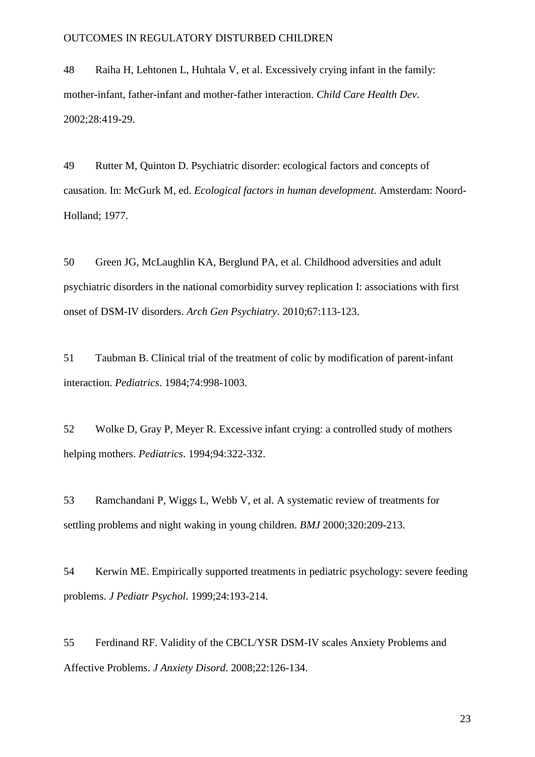48 Raiha H, Lehtonen L, Huhtala V, et al. Excessively crying infant in the family: mother-infant, father-infant and mother-father interaction. *Child Care Health Dev*. 2002;28:419-29.

49 Rutter M, Quinton D. Psychiatric disorder: ecological factors and concepts of causation. In: McGurk M, ed. *Ecological factors in human development*. Amsterdam: Noord-Holland; 1977.

50 Green JG, McLaughlin KA, Berglund PA, et al. Childhood adversities and adult psychiatric disorders in the national comorbidity survey replication I: associations with first onset of DSM-IV disorders. *Arch Gen Psychiatry*. 2010;67:113-123.

51 Taubman B. Clinical trial of the treatment of colic by modification of parent-infant interaction. *Pediatrics*. 1984;74:998-1003.

52 Wolke D, Gray P, Meyer R. Excessive infant crying: a controlled study of mothers helping mothers. *Pediatrics*. 1994;94:322-332.

53 Ramchandani P, Wiggs L, Webb V, et al. A systematic review of treatments for settling problems and night waking in young children. *BMJ* 2000;320:209-213.

54 Kerwin ME. Empirically supported treatments in pediatric psychology: severe feeding problems. *J Pediatr Psychol*. 1999;24:193-214.

55 Ferdinand RF. Validity of the CBCL/YSR DSM-IV scales Anxiety Problems and Affective Problems. *J Anxiety Disord*. 2008;22:126-134.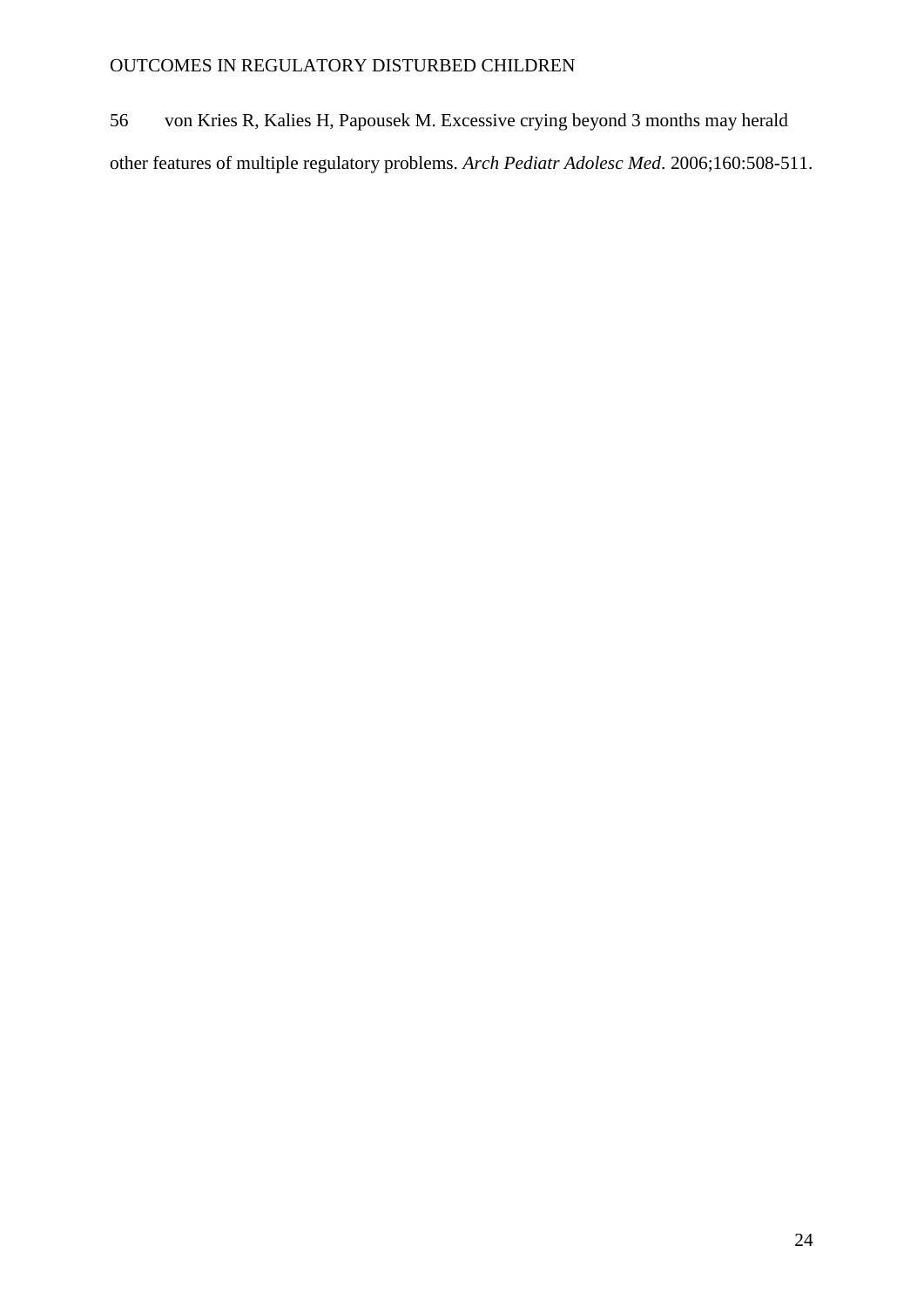56 von Kries R, Kalies H, Papousek M. Excessive crying beyond 3 months may herald other features of multiple regulatory problems. *Arch Pediatr Adolesc Med*. 2006;160:508-511.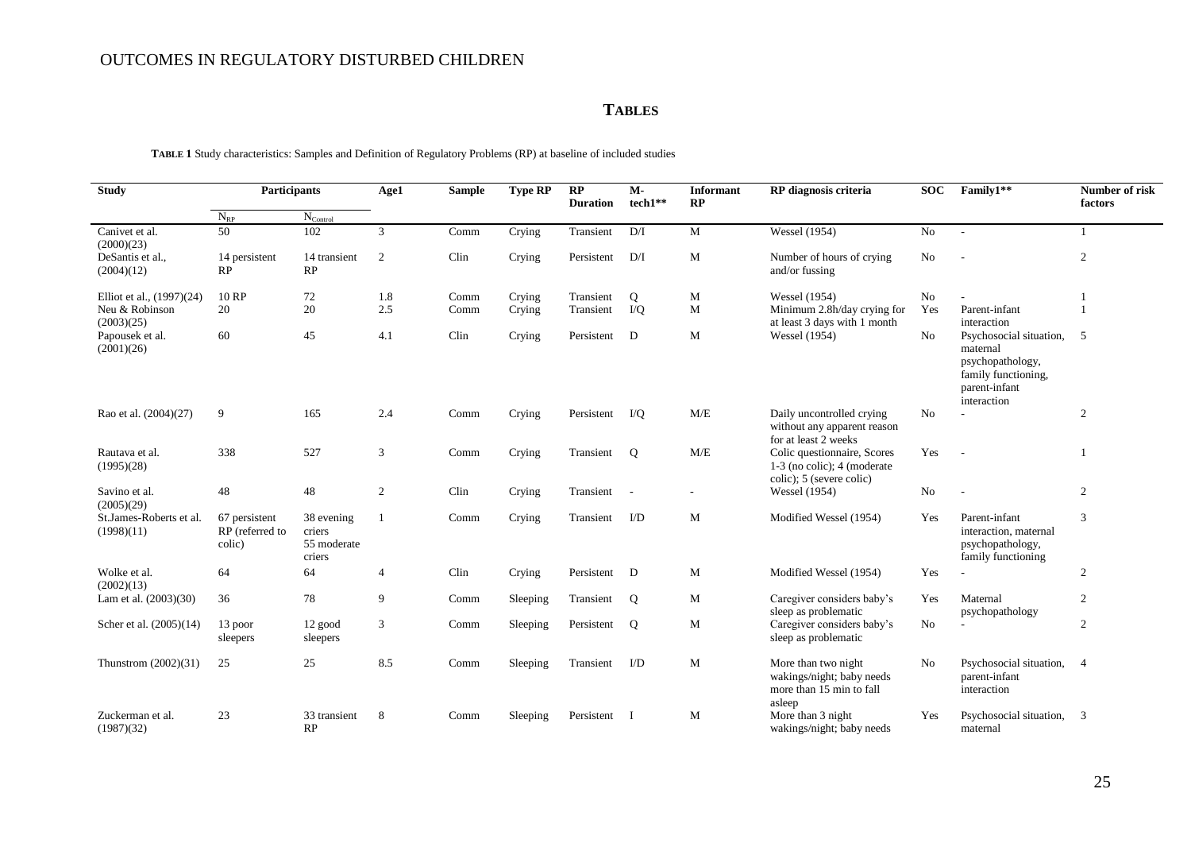## TABLES

**TABLE 1** Study characteristics: Samples and Definition of Regulatory Problems (RP) at baseline of included studies

| Study | Participants | | Age1 | Sample | Type RP | RP Duration | M-tech1** | Informant RP | RP diagnosis criteria | SOC | Family1** | Number of risk factors |
|---|---|---|---|---|---|---|---|---|---|---|---|---|
| | $N_{RP}$ | $N_{Control}$ | | | | | | | | | | |
| Canivet et al. (2000)(23) | 50 | 102 | 3 | Comm | Crying | Transient | D/I | M | Wessel (1954) | No | - | 1 |
| DeSantis et al., (2004)(12) | 14 persistent RP | 14 transient RP | 2 | Clin | Crying | Persistent | D/I | M | Number of hours of crying and/or fussing | No | - | 2 |
| Elliot et al., (1997)(24) | 10 RP | 72 | 1.8 | Comm | Crying | Transient | Q | M | Wessel (1954) | No | - | 1 |
| Neu & Robinson (2003)(25) | 20 | 20 | 2.5 | Comm | Crying | Transient | I/Q | M | Minimum 2.8h/day crying for at least 3 days with 1 month | Yes | Parent-infant interaction | 1 |
| Papousek et al. (2001)(26) | 60 | 45 | 4.1 | Clin | Crying | Persistent | D | M | Wessel (1954) | No | Psychosocial situation, maternal psychopathology, family functioning, parent-infant interaction | 5 |
| Rao et al. (2004)(27) | 9 | 165 | 2.4 | Comm | Crying | Persistent | I/Q | M/E | Daily uncontrolled crying without any apparent reason for at least 2 weeks | No | - | 2 |
| Rautava et al. (1995)(28) | 338 | 527 | 3 | Comm | Crying | Transient | Q | M/E | Colic questionnaire, Scores 1-3 (no colic); 4 (moderate colic); 5 (severe colic) | Yes | - | 1 |
| Savino et al. (2005)(29) | 48 | 48 | 2 | Clin | Crying | Transient | - | - | Wessel (1954) | No | - | 2 |
| St.James-Roberts et al. (1998)(11) | 67 persistent RP (referred to colic) | 38 evening criers 55 moderate criers | 1 | Comm | Crying | Transient | I/D | M | Modified Wessel (1954) | Yes | Parent-infant interaction, maternal psychopathology, family functioning | 3 |
| Wolke et al. (2002)(13) | 64 | 64 | 4 | Clin | Crying | Persistent | D | M | Modified Wessel (1954) | Yes | - | 2 |
| Lam et al. (2003)(30) | 36 | 78 | 9 | Comm | Sleeping | Transient | Q | M | Caregiver considers baby's sleep as problematic | Yes | Maternal psychopathology | 2 |
| Scher et al. (2005)(14) | 13 poor sleepers | 12 good sleepers | 3 | Comm | Sleeping | Persistent | Q | M | Caregiver considers baby's sleep as problematic | No | - | 2 |
| Thunstrom (2002)(31) | 25 | 25 | 8.5 | Comm | Sleeping | Transient | I/D | M | More than two night wakings/night; baby needs more than 15 min to fall asleep | No | Psychosocial situation, parent-infant interaction | 4 |
| Zuckerman et al. (1987)(32) | 23 | 33 transient RP | 8 | Comm | Sleeping | Persistent | I | M | More than 3 night wakings/night; baby needs | Yes | Psychosocial situation, maternal | 3 |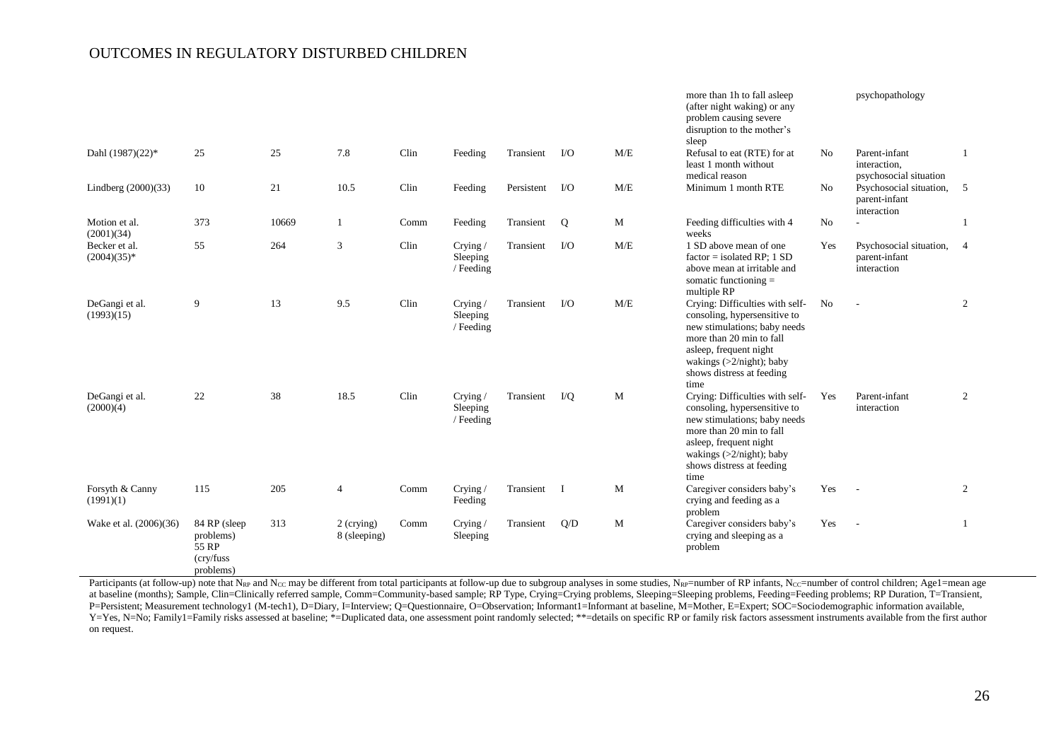| | | | | | | | | | | | | |
|---|---|---|---|---|---|---|---|---|---|---|---|---|
| | | | | | | | | | more than 1h to fall asleep (after night waking) or any problem causing severe disruption to the mother's sleep | | psychopathology | |
| Dahl (1987)(22)* | 25 | 25 | 7.8 | Clin | Feeding | Transient | I/O | M/E | Refusal to eat (RTE) for at least 1 month without medical reason | No | Parent-infant interaction, psychosocial situation | 1 |
| Lindberg (2000)(33) | 10 | 21 | 10.5 | Clin | Feeding | Persistent | I/O | M/E | Minimum 1 month RTE | No | Psychosocial situation, parent-infant interaction | 5 |
| Motion et al. (2001)(34) | 373 | 10669 | 1 | Comm | Feeding | Transient | Q | M | Feeding difficulties with 4 weeks | No | - | 1 |
| Becker et al. (2004)(35)* | 55 | 264 | 3 | Clin | Crying / Sleeping / Feeding | Transient | I/O | M/E | 1 SD above mean of one factor = isolated RP; 1 SD above mean at irritable and somatic functioning = multiple RP | Yes | Psychosocial situation, parent-infant interaction | 4 |
| DeGangi et al. (1993)(15) | 9 | 13 | 9.5 | Clin | Crying / Sleeping / Feeding | Transient | I/O | M/E | Crying: Difficulties with self-consoling, hypersensitive to new stimulations; baby needs more than 20 min to fall asleep, frequent night wakings (>2/night); baby shows distress at feeding time | No | - | 2 |
| DeGangi et al. (2000)(4) | 22 | 38 | 18.5 | Clin | Crying / Sleeping / Feeding | Transient | I/Q | M | Crying: Difficulties with self-consoling, hypersensitive to new stimulations; baby needs more than 20 min to fall asleep, frequent night wakings (>2/night); baby shows distress at feeding time | Yes | Parent-infant interaction | 2 |
| Forsyth & Canny (1991)(1) | 115 | 205 | 4 | Comm | Crying / Feeding | Transient | I | M | Caregiver considers baby's crying and feeding as a problem | Yes | - | 2 |
| Wake et al. (2006)(36) | 84 RP (sleep problems) 55 RP (cry/fuss problems) | 313 | 2 (crying) 8 (sleeping) | Comm | Crying / Sleeping | Transient | Q/D | M | Caregiver considers baby's crying and sleeping as a problem | Yes | - | 1 |

Participants (at follow-up) note that $N_{RP}$ and $N_{CC}$ may be different from total participants at follow-up due to subgroup analyses in some studies, $N_{RP}$=number of RP infants, $N_{CC}$=number of control children; Age1=mean age at baseline (months); Sample, Clin=Clinically referred sample, Comm=Community-based sample; RP Type, Crying=Crying problems, Sleeping=Sleeping problems, Feeding=Feeding problems; RP Duration, T=Transient, P=Persistent; Measurement technology1 (M-tech1), D=Diary, I=Interview; Q=Questionnaire, O=Observation; Informant1=Informant at baseline, M=Mother, E=Expert; SOC=Sociodemographic information available, Y=Yes, N=No; Family1=Family risks assessed at baseline; *=Duplicated data, one assessment point randomly selected; **=details on specific RP or family risk factors assessment instruments available from the first author on request.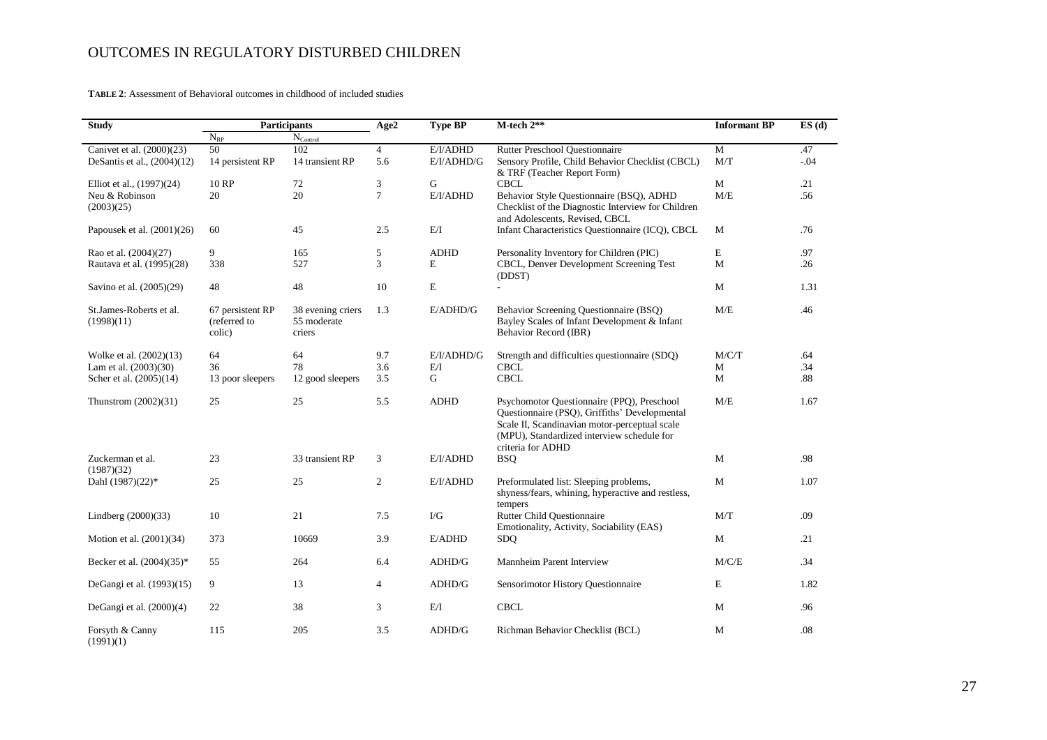**TABLE 2**: Assessment of Behavioral outcomes in childhood of included studies

| Study | Participants | | Age2 | Type BP | M-tech 2** | Informant BP | ES (d) |
|---|---|---|---|---|---|---|---|
| | $N_{RP}$ | $N_{Control}$ | | | | | |
| Canivet et al. (2000)(23) | 50 | 102 | 4 | E/I/ADHD | Rutter Preschool Questionnaire | M | .47 |
| DeSantis et al., (2004)(12) | 14 persistent RP | 14 transient RP | 5.6 | E/I/ADHD/G | Sensory Profile, Child Behavior Checklist (CBCL) & TRF (Teacher Report Form) | M/T | -.04 |
| Elliot et al., (1997)(24) | 10 RP | 72 | 3 | G | CBCL | M | .21 |
| Neu & Robinson (2003)(25) | 20 | 20 | 7 | E/I/ADHD | Behavior Style Questionnaire (BSQ), ADHD Checklist of the Diagnostic Interview for Children and Adolescents, Revised, CBCL | M/E | .56 |
| Papousek et al. (2001)(26) | 60 | 45 | 2.5 | E/I | Infant Characteristics Questionnaire (ICQ), CBCL | M | .76 |
| Rao et al. (2004)(27) | 9 | 165 | 5 | ADHD | Personality Inventory for Children (PIC) | E | .97 |
| Rautava et al. (1995)(28) | 338 | 527 | 3 | E | CBCL, Denver Development Screening Test (DDST) | M | .26 |
| Savino et al. (2005)(29) | 48 | 48 | 10 | E | - | M | 1.31 |
| St.James-Roberts et al. (1998)(11) | 67 persistent RP (referred to colic) | 38 evening criers 55 moderate criers | 1.3 | E/ADHD/G | Behavior Screening Questionnaire (BSQ) Bayley Scales of Infant Development & Infant Behavior Record (IBR) | M/E | .46 |
| Wolke et al. (2002)(13) | 64 | 64 | 9.7 | E/I/ADHD/G | Strength and difficulties questionnaire (SDQ) | M/C/T | .64 |
| Lam et al. (2003)(30) | 36 | 78 | 3.6 | E/I | CBCL | M | .34 |
| Scher et al. (2005)(14) | 13 poor sleepers | 12 good sleepers | 3.5 | G | CBCL | M | .88 |
| Thunstrom (2002)(31) | 25 | 25 | 5.5 | ADHD | Psychomotor Questionnaire (PPQ), Preschool Questionnaire (PSQ), Griffiths' Developmental Scale II, Scandinavian motor-perceptual scale (MPU), Standardized interview schedule for criteria for ADHD | M/E | 1.67 |
| Zuckerman et al. (1987)(32) | 23 | 33 transient RP | 3 | E/I/ADHD | BSQ | M | .98 |
| Dahl (1987)(22)* | 25 | 25 | 2 | E/I/ADHD | Preformulated list: Sleeping problems, shyness/fears, whining, hyperactive and restless, tempers | M | 1.07 |
| Lindberg (2000)(33) | 10 | 21 | 7.5 | I/G | Rutter Child Questionnaire Emotionality, Activity, Sociability (EAS) | M/T | .09 |
| Motion et al. (2001)(34) | 373 | 10669 | 3.9 | E/ADHD | SDQ | M | .21 |
| Becker et al. (2004)(35)* | 55 | 264 | 6.4 | ADHD/G | Mannheim Parent Interview | M/C/E | .34 |
| DeGangi et al. (1993)(15) | 9 | 13 | 4 | ADHD/G | Sensorimotor History Questionnaire | E | 1.82 |
| DeGangi et al. (2000)(4) | 22 | 38 | 3 | E/I | CBCL | M | .96 |
| Forsyth & Canny (1991)(1) | 115 | 205 | 3.5 | ADHD/G | Richman Behavior Checklist (BCL) | M | .08 |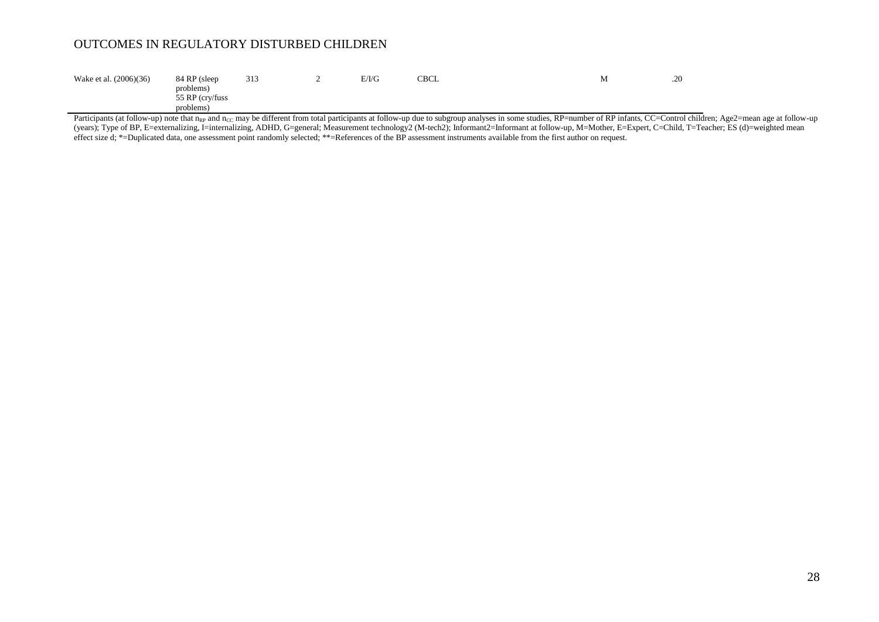| | | | | | | | | |
|---|---|---|---|---|---|---|---|---|
| Wake et al. (2006)(36) | 84 RP (sleep problems)<br>55 RP (cry/fuss problems) | 313 | 2 | E/I/G | CBCL | | M | .20 |

Participants (at follow-up) note that $n_{RP}$ and $n_{CC}$ may be different from total participants at follow-up due to subgroup analyses in some studies, RP=number of RP infants, CC=Control children; Age2=mean age at follow-up (years); Type of BP, E=externalizing, I=internalizing, ADHD, G=general; Measurement technology2 (M-tech2); Informant2=Informant at follow-up, M=Mother, E=Expert, C=Child, T=Teacher; ES (d)=weighted mean effect size d; *=Duplicated data, one assessment point randomly selected; **=References of the BP assessment instruments available from the first author on request.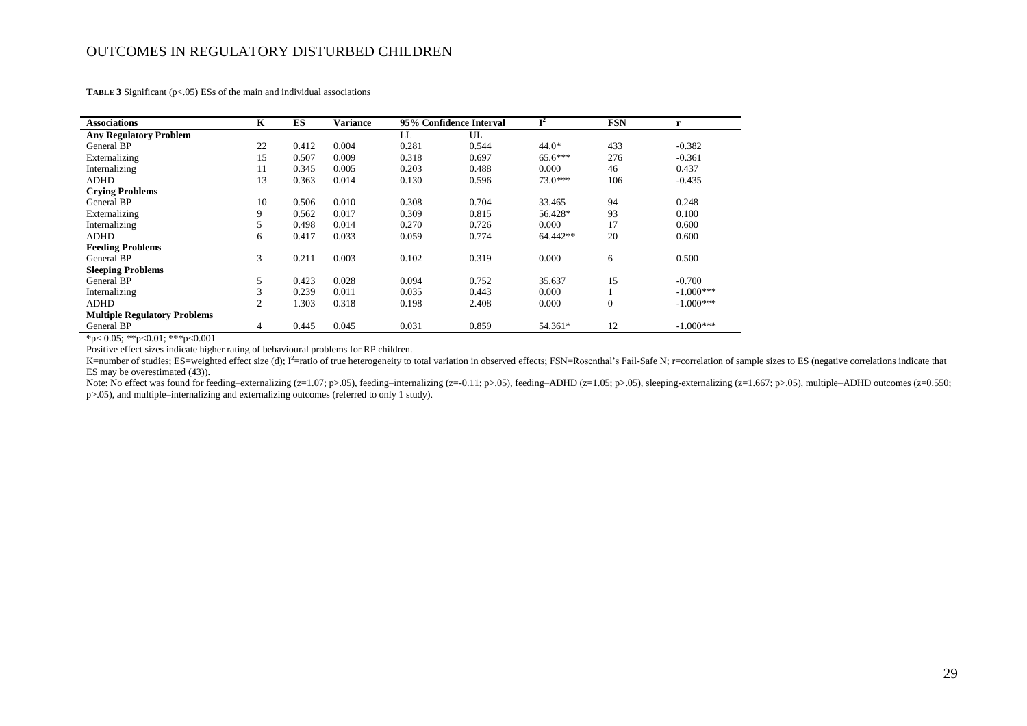**TABLE 3** Significant ($p$<.05) ESs of the main and individual associations

| Associations | K | ES | Variance | 95% Confidence Interval | | $I^2$ | FSN | r |
|---|---|---|---|---|---|---|---|---|
| | | | | LL | UL | | | |
| **Any Regulatory Problem** | | | | | | | | |
| General BP | 22 | 0.412 | 0.004 | 0.281 | 0.544 | 44.0* | 433 | -0.382 |
| Externalizing | 15 | 0.507 | 0.009 | 0.318 | 0.697 | 65.6*** | 276 | -0.361 |
| Internalizing | 11 | 0.345 | 0.005 | 0.203 | 0.488 | 0.000 | 46 | 0.437 |
| ADHD | 13 | 0.363 | 0.014 | 0.130 | 0.596 | 73.0*** | 106 | -0.435 |
| **Crying Problems** | | | | | | | | |
| General BP | 10 | 0.506 | 0.010 | 0.308 | 0.704 | 33.465 | 94 | 0.248 |
| Externalizing | 9 | 0.562 | 0.017 | 0.309 | 0.815 | 56.428* | 93 | 0.100 |
| Internalizing | 5 | 0.498 | 0.014 | 0.270 | 0.726 | 0.000 | 17 | 0.600 |
| ADHD | 6 | 0.417 | 0.033 | 0.059 | 0.774 | 64.442** | 20 | 0.600 |
| **Feeding Problems** | | | | | | | | |
| General BP | 3 | 0.211 | 0.003 | 0.102 | 0.319 | 0.000 | 6 | 0.500 |
| **Sleeping Problems** | | | | | | | | |
| General BP | 5 | 0.423 | 0.028 | 0.094 | 0.752 | 35.637 | 15 | -0.700 |
| Internalizing | 3 | 0.239 | 0.011 | 0.035 | 0.443 | 0.000 | 1 | -1.000*** |
| ADHD | 2 | 1.303 | 0.318 | 0.198 | 2.408 | 0.000 | 0 | -1.000*** |
| **Multiple Regulatory Problems** | | | | | | | | |
| General BP | 4 | 0.445 | 0.045 | 0.031 | 0.859 | 54.361* | 12 | -1.000*** |

*$p$< 0.05; **$p$<0.01; ***$p$<0.001

Positive effect sizes indicate higher rating of behavioural problems for RP children.

K=number of studies; ES=weighted effect size (d); $I^2$=ratio of true heterogeneity to total variation in observed effects; FSN=Rosenthal's Fail-Safe N; r=correlation of sample sizes to ES (negative correlations indicate that ES may be overestimated (43)).

Note: No effect was found for feeding–externalizing ($z$=1.07; $p$>.05), feeding–internalizing ($z$=-0.11; $p$>.05), feeding–ADHD ($z$=1.05; $p$>.05), sleeping-externalizing ($z$=1.667; $p$>.05), multiple–ADHD outcomes ($z$=0.550; $p$>.05), and multiple–internalizing and externalizing outcomes (referred to only 1 study).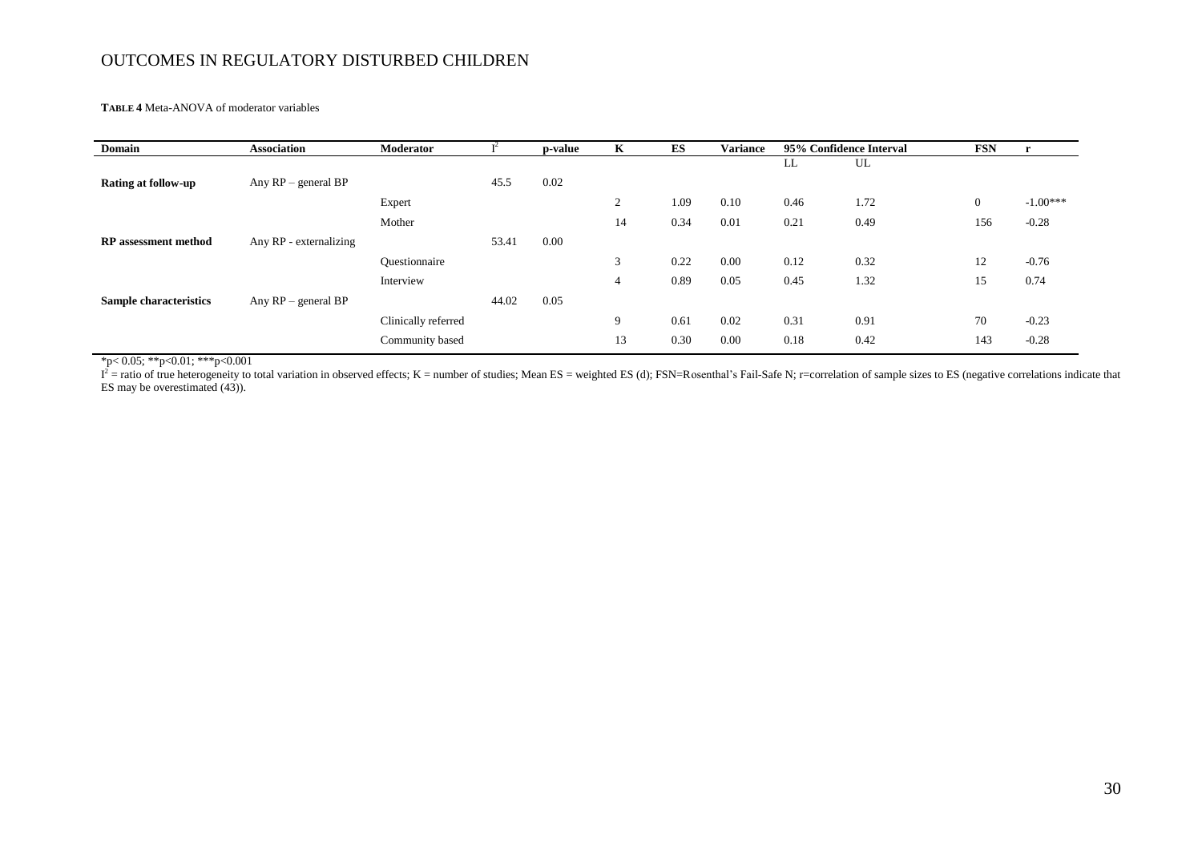**TABLE 4** Meta-ANOVA of moderator variables

| Domain | Association | Moderator | $I^2$ | p-value | K | ES | Variance | 95% Confidence Interval | | FSN | r |
|---|---|---|---|---|---|---|---|---|---|---|---|
| | | | | | | | | LL | UL | | |
| **Rating at follow-up** | Any RP – general BP | | 45.5 | 0.02 | | | | | | | |
| | | Expert | | | 2 | 1.09 | 0.10 | 0.46 | 1.72 | 0 | -1.00*** |
| | | Mother | | | 14 | 0.34 | 0.01 | 0.21 | 0.49 | 156 | -0.28 |
| **RP assessment method** | Any RP - externalizing | | 53.41 | 0.00 | | | | | | | |
| | | Questionnaire | | | 3 | 0.22 | 0.00 | 0.12 | 0.32 | 12 | -0.76 |
| | | Interview | | | 4 | 0.89 | 0.05 | 0.45 | 1.32 | 15 | 0.74 |
| **Sample characteristics** | Any RP – general BP | | 44.02 | 0.05 | | | | | | | |
| | | Clinically referred | | | 9 | 0.61 | 0.02 | 0.31 | 0.91 | 70 | -0.23 |
| | | Community based | | | 13 | 0.30 | 0.00 | 0.18 | 0.42 | 143 | -0.28 |

*$p< 0.05$; **$p<0.01$; ***$p<0.001$

$I^2$ = ratio of true heterogeneity to total variation in observed effects; K = number of studies; Mean ES = weighted ES (d); FSN=Rosenthal's Fail-Safe N; r=correlation of sample sizes to ES (negative correlations indicate that ES may be overestimated (43)).